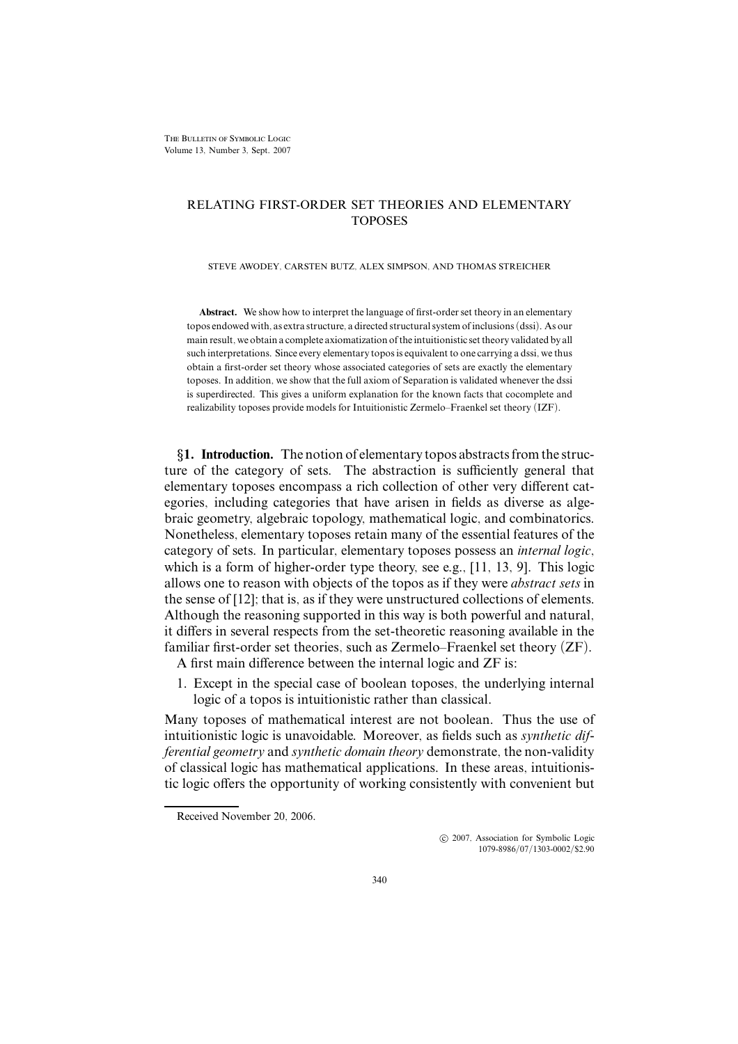# RELATING FIRST-ORDER SET THEORIES AND ELEMENTARY TOPOSES

STEVE AWODEY, CARSTEN BUTZ, ALEX SIMPSON, AND THOMAS STREICHER

**Abstract.** We show how to interpret the language of first-order set theory in an elementary topos endowed with, as extra structure, a directed structural system of inclusions (dssi). As our main result, we obtain a complete axiomatization of the intuitionistic set theory validated by all such interpretations. Since every elementary topos is equivalent to one carrying a dssi, we thus obtain a first-order set theory whose associated categories of sets are exactly the elementary toposes. In addition, we show that the full axiom of Separation is validated whenever the dssi is superdirected. This gives a uniform explanation for the known facts that cocomplete and realizability toposes provide models for Intuitionistic Zermelo–Fraenkel set theory (IZF).

## §1. Introduction.

The notion of elementary topos abstracts from the structure of the category of sets. The abstraction is sufficiently general that elementary toposes encompass a rich collection of other very different categories, including categories that have arisen in fields as diverse as algebraic geometry, algebraic topology, mathematical logic, and combinatorics. Nonetheless, elementary toposes retain many of the essential features of the category of sets. In particular, elementary toposes possess an *internal logic*, which is a form of higher-order type theory, see e.g., [11, 13, 9]. This logic allows one to reason with objects of the topos as if they were *abstract sets* in the sense of [12]; that is, as if they were unstructured collections of elements. Although the reasoning supported in this way is both powerful and natural, it differs in several respects from the set-theoretic reasoning available in the familiar first-order set theories, such as Zermelo–Fraenkel set theory (ZF).

A first main difference between the internal logic and ZF is:

1. Except in the special case of boolean toposes, the underlying internal logic of a topos is intuitionistic rather than classical.

Many toposes of mathematical interest are not boolean. Thus the use of intuitionistic logic is unavoidable. Moreover, as fields such as *synthetic differential geometry* and *synthetic domain theory* demonstrate, the non-validity of classical logic has mathematical applications. In these areas, intuitionistic logic offers the opportunity of working consistently with convenient but

Received November 20, 2006.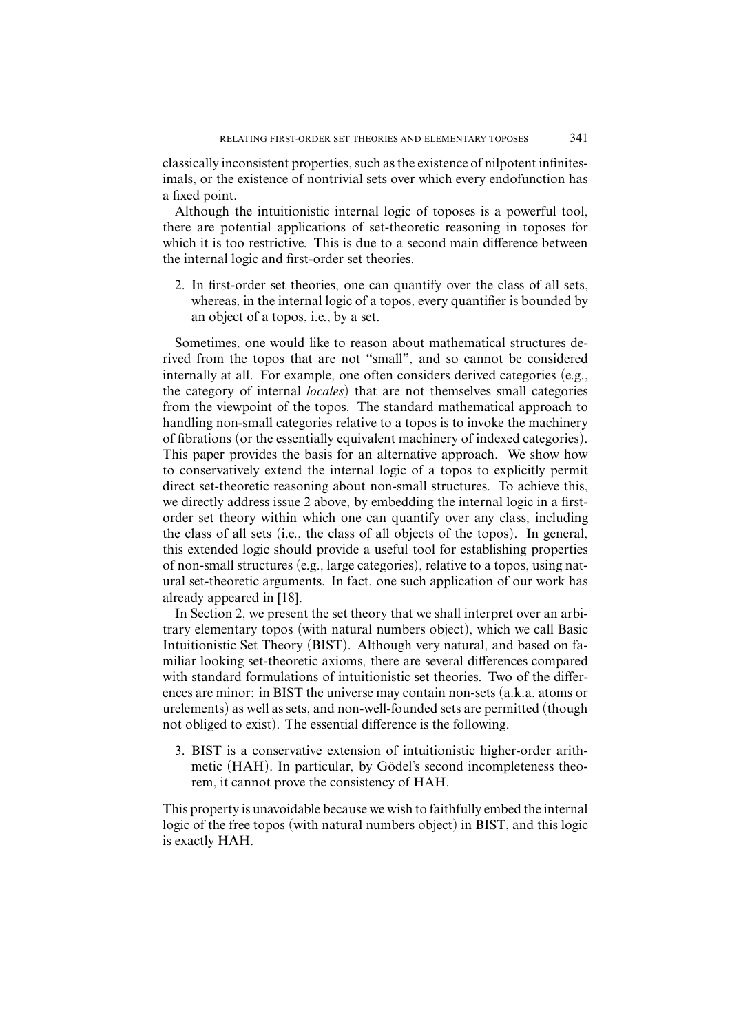classically inconsistent properties, such as the existence of nilpotent infinitesimals, or the existence of nontrivial sets over which every endofunction has a fixed point.

Although the intuitionistic internal logic of toposes is a powerful tool, there are potential applications of set-theoretic reasoning in toposes for which it is too restrictive. This is due to a second main difference between the internal logic and first-order set theories.

2. In first-order set theories, one can quantify over the class of all sets, whereas, in the internal logic of a topos, every quantifier is bounded by an object of a topos, i.e., by a set.

Sometimes, one would like to reason about mathematical structures derived from the topos that are not "small", and so cannot be considered internally at all. For example, one often considers derived categories (e.g., the category of internal *locales*) that are not themselves small categories from the viewpoint of the topos. The standard mathematical approach to handling non-small categories relative to a topos is to invoke the machinery of fibrations (or the essentially equivalent machinery of indexed categories). This paper provides the basis for an alternative approach. We show how to conservatively extend the internal logic of a topos to explicitly permit direct set-theoretic reasoning about non-small structures. To achieve this, we directly address issue 2 above, by embedding the internal logic in a first-order set theory within which one can quantify over any class, including the class of all sets (i.e., the class of all objects of the topos). In general, this extended logic should provide a useful tool for establishing properties of non-small structures (e.g., large categories), relative to a topos, using natural set-theoretic arguments. In fact, one such application of our work has already appeared in [18].

In Section 2, we present the set theory that we shall interpret over an arbitrary elementary topos (with natural numbers object), which we call Basic Intuitionistic Set Theory (BIST). Although very natural, and based on familiar looking set-theoretic axioms, there are several differences compared with standard formulations of intuitionistic set theories. Two of the differences are minor: in BIST the universe may contain non-sets (a.k.a. atoms or urelements) as well as sets, and non-well-founded sets are permitted (though not obliged to exist). The essential difference is the following.

3. BIST is a conservative extension of intuitionistic higher-order arithmetic (HAH). In particular, by Gödel's second incompleteness theorem, it cannot prove the consistency of HAH.

This property is unavoidable because we wish to faithfully embed the internal logic of the free topos (with natural numbers object) in BIST, and this logic is exactly HAH.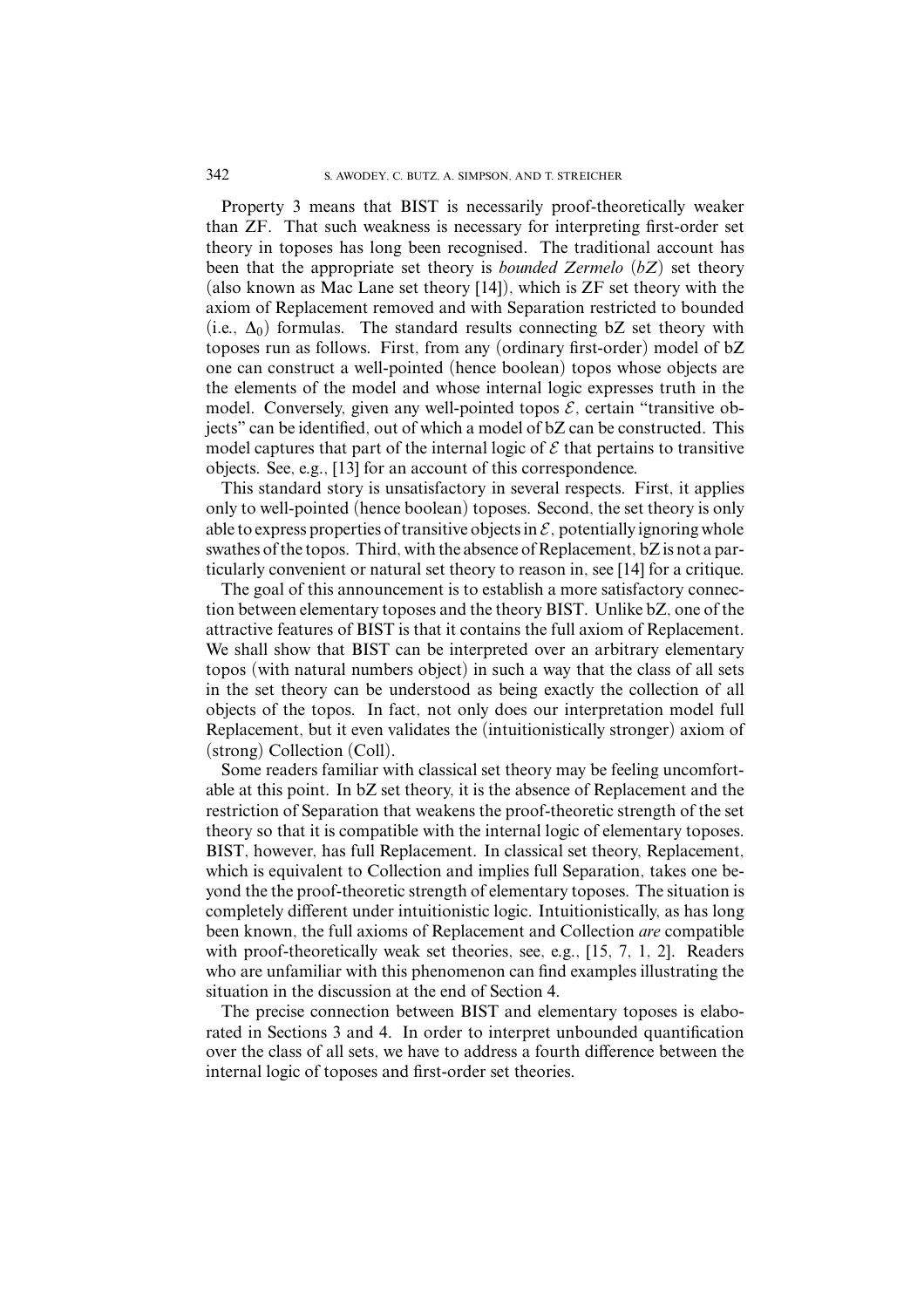Property 3 means that BIST is necessarily proof-theoretically weaker than ZF. That such weakness is necessary for interpreting first-order set theory in toposes has long been recognised. The traditional account has been that the appropriate set theory is *bounded Zermelo* (*bZ*) set theory (also known as Mac Lane set theory [14]), which is ZF set theory with the axiom of Replacement removed and with Separation restricted to bounded (i.e., $\Delta_0$) formulas. The standard results connecting bZ set theory with toposes run as follows. First, from any (ordinary first-order) model of bZ one can construct a well-pointed (hence boolean) topos whose objects are the elements of the model and whose internal logic expresses truth in the model. Conversely, given any well-pointed topos $\mathcal{E}$, certain "transitive objects" can be identified, out of which a model of bZ can be constructed. This model captures that part of the internal logic of $\mathcal{E}$ that pertains to transitive objects. See, e.g., [13] for an account of this correspondence.

This standard story is unsatisfactory in several respects. First, it applies only to well-pointed (hence boolean) toposes. Second, the set theory is only able to express properties of transitive objects in $\mathcal{E}$, potentially ignoring whole swathes of the topos. Third, with the absence of Replacement, bZ is not a particularly convenient or natural set theory to reason in, see [14] for a critique.

The goal of this announcement is to establish a more satisfactory connection between elementary toposes and the theory BIST. Unlike bZ, one of the attractive features of BIST is that it contains the full axiom of Replacement. We shall show that BIST can be interpreted over an arbitrary elementary topos (with natural numbers object) in such a way that the class of all sets in the set theory can be understood as being exactly the collection of all objects of the topos. In fact, not only does our interpretation model full Replacement, but it even validates the (intuitionistically stronger) axiom of (strong) Collection (Coll).

Some readers familiar with classical set theory may be feeling uncomfortable at this point. In bZ set theory, it is the absence of Replacement and the restriction of Separation that weakens the proof-theoretic strength of the set theory so that it is compatible with the internal logic of elementary toposes. BIST, however, has full Replacement. In classical set theory, Replacement, which is equivalent to Collection and implies full Separation, takes one beyond the the proof-theoretic strength of elementary toposes. The situation is completely different under intuitionistic logic. Intuitionistically, as has long been known, the full axioms of Replacement and Collection *are* compatible with proof-theoretically weak set theories, see, e.g., [15, 7, 1, 2]. Readers who are unfamiliar with this phenomenon can find examples illustrating the situation in the discussion at the end of Section 4.

The precise connection between BIST and elementary toposes is elaborated in Sections 3 and 4. In order to interpret unbounded quantification over the class of all sets, we have to address a fourth difference between the internal logic of toposes and first-order set theories.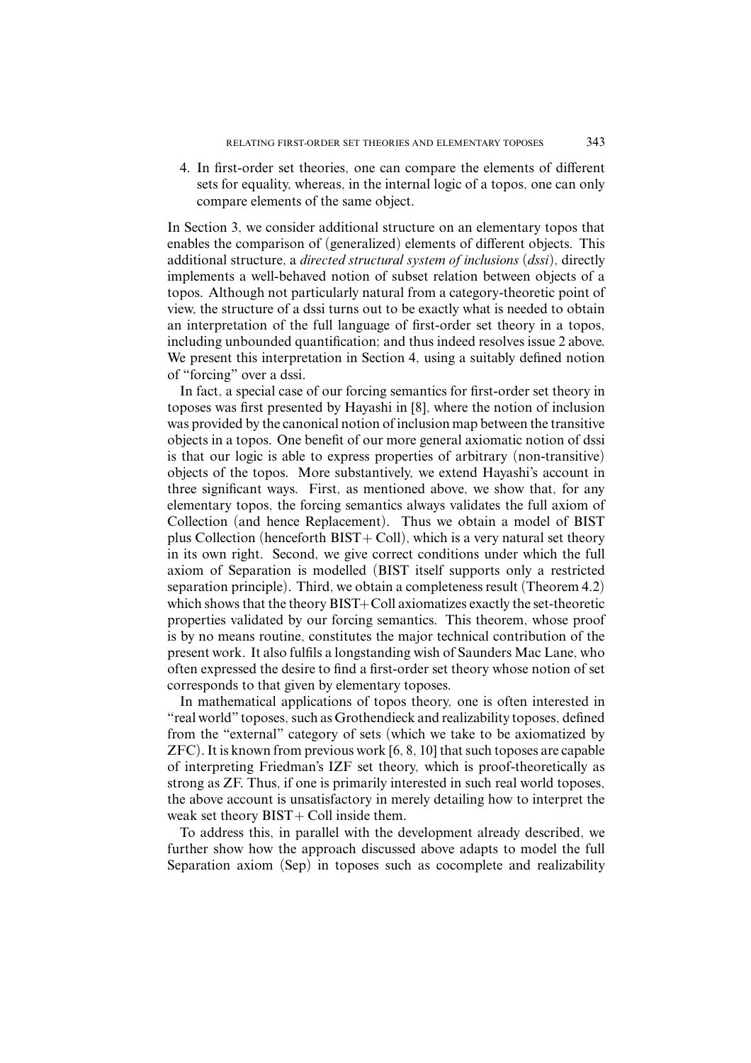4. In first-order set theories, one can compare the elements of different sets for equality, whereas, in the internal logic of a topos, one can only compare elements of the same object.

In Section 3, we consider additional structure on an elementary topos that enables the comparison of (generalized) elements of different objects. This additional structure, a *directed structural system of inclusions* (*dssi*), directly implements a well-behaved notion of subset relation between objects of a topos. Although not particularly natural from a category-theoretic point of view, the structure of a dssi turns out to be exactly what is needed to obtain an interpretation of the full language of first-order set theory in a topos, including unbounded quantification; and thus indeed resolves issue 2 above. We present this interpretation in Section 4, using a suitably defined notion of "forcing" over a dssi.

In fact, a special case of our forcing semantics for first-order set theory in toposes was first presented by Hayashi in [8], where the notion of inclusion was provided by the canonical notion of inclusion map between the transitive objects in a topos. One benefit of our more general axiomatic notion of dssi is that our logic is able to express properties of arbitrary (non-transitive) objects of the topos. More substantively, we extend Hayashi's account in three significant ways. First, as mentioned above, we show that, for any elementary topos, the forcing semantics always validates the full axiom of Collection (and hence Replacement). Thus we obtain a model of BIST plus Collection (henceforth BIST + Coll), which is a very natural set theory in its own right. Second, we give correct conditions under which the full axiom of Separation is modelled (BIST itself supports only a restricted separation principle). Third, we obtain a completeness result (Theorem 4.2) which shows that the theory BIST + Coll axiomatizes exactly the set-theoretic properties validated by our forcing semantics. This theorem, whose proof is by no means routine, constitutes the major technical contribution of the present work. It also fulfils a longstanding wish of Saunders Mac Lane, who often expressed the desire to find a first-order set theory whose notion of set corresponds to that given by elementary toposes.

In mathematical applications of topos theory, one is often interested in "real world" toposes, such as Grothendieck and realizability toposes, defined from the "external" category of sets (which we take to be axiomatized by ZFC). It is known from previous work [6, 8, 10] that such toposes are capable of interpreting Friedman's IZF set theory, which is proof-theoretically as strong as ZF. Thus, if one is primarily interested in such real world toposes, the above account is unsatisfactory in merely detailing how to interpret the weak set theory BIST + Coll inside them.

To address this, in parallel with the development already described, we further show how the approach discussed above adapts to model the full Separation axiom (Sep) in toposes such as cocomplete and realizability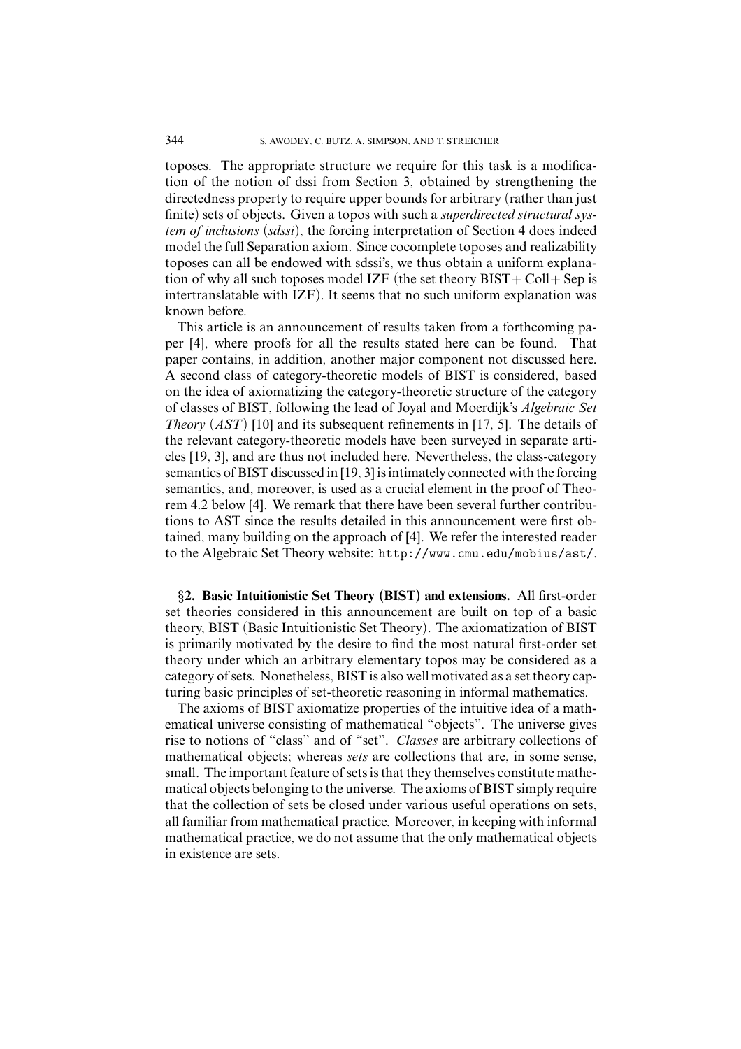toposes. The appropriate structure we require for this task is a modification of the notion of dssi from Section 3, obtained by strengthening the directedness property to require upper bounds for arbitrary (rather than just finite) sets of objects. Given a topos with such a *superdirected structural system of inclusions* (*sdssi*), the forcing interpretation of Section 4 does indeed model the full Separation axiom. Since cocomplete toposes and realizability toposes can all be endowed with sdssi's, we thus obtain a uniform explanation of why all such toposes model IZF (the set theory BIST+ Coll+ Sep is intertranslatable with IZF). It seems that no such uniform explanation was known before.

This article is an announcement of results taken from a forthcoming paper [4], where proofs for all the results stated here can be found. That paper contains, in addition, another major component not discussed here. A second class of category-theoretic models of BIST is considered, based on the idea of axiomatizing the category-theoretic structure of the category of classes of BIST, following the lead of Joyal and Moerdijk's *Algebraic Set Theory* (*AST*) [10] and its subsequent refinements in [17, 5]. The details of the relevant category-theoretic models have been surveyed in separate articles [19, 3], and are thus not included here. Nevertheless, the class-category semantics of BIST discussed in [19, 3] is intimately connected with the forcing semantics, and, moreover, is used as a crucial element in the proof of Theorem 4.2 below [4]. We remark that there have been several further contributions to AST since the results detailed in this announcement were first obtained, many building on the approach of [4]. We refer the interested reader to the Algebraic Set Theory website: `http://www.cmu.edu/mobius/ast/`.

## §2. Basic Intuitionistic Set Theory (BIST) and extensions.

All first-order set theories considered in this announcement are built on top of a basic theory, BIST (Basic Intuitionistic Set Theory). The axiomatization of BIST is primarily motivated by the desire to find the most natural first-order set theory under which an arbitrary elementary topos may be considered as a category of sets. Nonetheless, BIST is also well motivated as a set theory capturing basic principles of set-theoretic reasoning in informal mathematics.

The axioms of BIST axiomatize properties of the intuitive idea of a mathematical universe consisting of mathematical "objects". The universe gives rise to notions of "class" and of "set". *Classes* are arbitrary collections of mathematical objects; whereas *sets* are collections that are, in some sense, small. The important feature of sets is that they themselves constitute mathematical objects belonging to the universe. The axioms of BIST simply require that the collection of sets be closed under various useful operations on sets, all familiar from mathematical practice. Moreover, in keeping with informal mathematical practice, we do not assume that the only mathematical objects in existence are sets.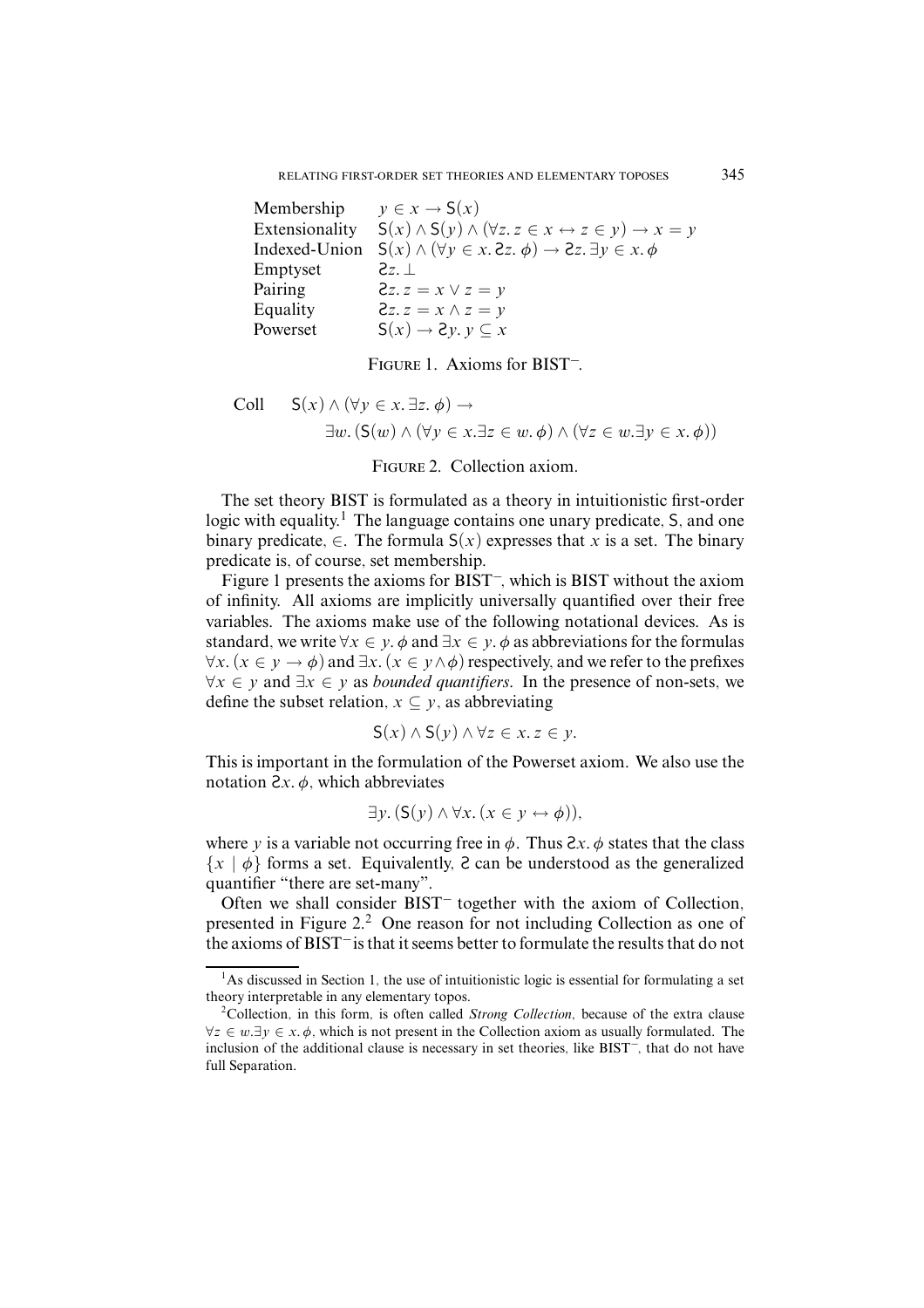| | |
|---|---|
| Membership | $y \in x \to \mathsf{S}(x)$ |
| Extensionality | $\mathsf{S}(x) \wedge \mathsf{S}(y) \wedge (\forall z.\, z \in x \leftrightarrow z \in y) \to x = y$ |
| Indexed-Union | $\mathsf{S}(x) \wedge (\forall y \in x.\, \text{Ƨ}z.\, \phi) \to \text{Ƨ}z.\, \exists y \in x.\, \phi$ |
| Emptyset | $\text{Ƨ}z.\, \bot$ |
| Pairing | $\text{Ƨ}z.\, z = x \vee z = y$ |
| Equality | $\text{Ƨ}z.\, z = x \wedge z = y$ |
| Powerset | $\mathsf{S}(x) \to \text{Ƨ}y.\, y \subseteq x$ |

Figure 1. Axioms for BIST⁻.

$$\text{Coll} \quad \mathsf{S}(x) \wedge (\forall y \in x.\, \exists z.\, \phi) \to \exists w.\, (\mathsf{S}(w) \wedge (\forall y \in x. \exists z \in w.\, \phi) \wedge (\forall z \in w. \exists y \in x.\, \phi))$$

Figure 2. Collection axiom.

The set theory BIST is formulated as a theory in intuitionistic first-order logic with equality.[1] The language contains one unary predicate, S, and one binary predicate, $\in$. The formula $\mathsf{S}(x)$ expresses that $x$ is a set. The binary predicate is, of course, set membership.

Figure 1 presents the axioms for BIST⁻, which is BIST without the axiom of infinity. All axioms are implicitly universally quantified over their free variables. The axioms make use of the following notational devices. As is standard, we write $\forall x \in y.\, \phi$ and $\exists x \in y.\, \phi$ as abbreviations for the formulas $\forall x.\, (x \in y \to \phi)$ and $\exists x.\, (x \in y \wedge \phi)$ respectively, and we refer to the prefixes $\forall x \in y$ and $\exists x \in y$ as *bounded quantifiers*. In the presence of non-sets, we define the subset relation, $x \subseteq y$, as abbreviating

$$\mathsf{S}(x) \wedge \mathsf{S}(y) \wedge \forall z \in x.\, z \in y.$$

This is important in the formulation of the Powerset axiom. We also use the notation $\text{Ƨ}x.\, \phi$, which abbreviates

$$\exists y.\, (\mathsf{S}(y) \wedge \forall x.\, (x \in y \leftrightarrow \phi)),$$

where $y$ is a variable not occurring free in $\phi$. Thus $\text{Ƨ}x.\, \phi$ states that the class $\{x \mid \phi\}$ forms a set. Equivalently, Ƨ can be understood as the generalized quantifier "there are set-many".

Often we shall consider BIST⁻ together with the axiom of Collection, presented in Figure 2.[2] One reason for not including Collection as one of the axioms of BIST⁻ is that it seems better to formulate the results that do not

[1] As discussed in Section 1, the use of intuitionistic logic is essential for formulating a set theory interpretable in any elementary topos.

[2] Collection, in this form, is often called *Strong Collection*, because of the extra clause $\forall z \in w. \exists y \in x.\, \phi$, which is not present in the Collection axiom as usually formulated. The inclusion of the additional clause is necessary in set theories, like BIST⁻, that do not have full Separation.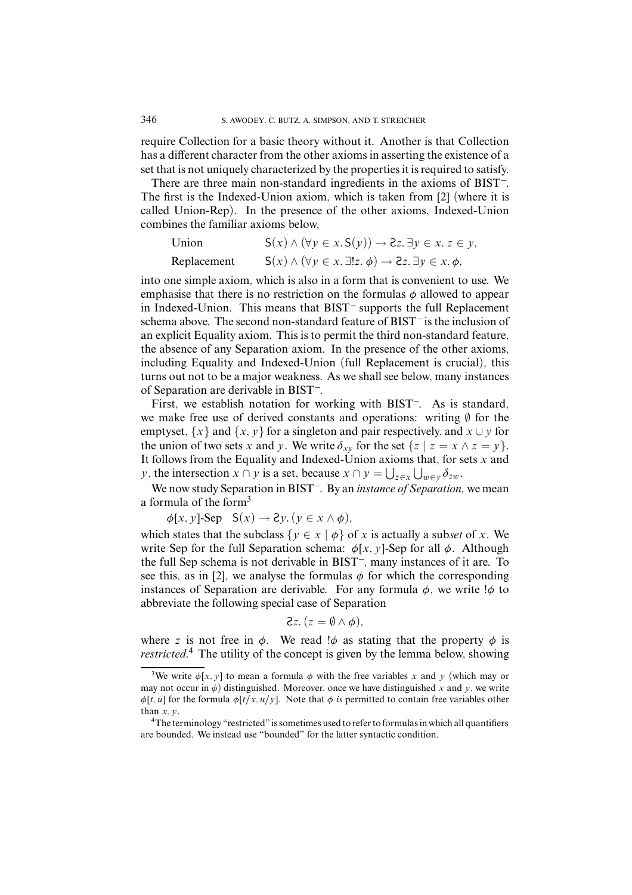require Collection for a basic theory without it. Another is that Collection has a different character from the other axioms in asserting the existence of a set that is not uniquely characterized by the properties it is required to satisfy.

There are three main non-standard ingredients in the axioms of BIST$^-$. The first is the Indexed-Union axiom, which is taken from [2] (where it is called Union-Rep). In the presence of the other axioms, Indexed-Union combines the familiar axioms below,

$$\text{Union} \qquad \mathsf{S}(x) \wedge (\forall y \in x.\, \mathsf{S}(y)) \rightarrow \text{Ƨ}z.\, \exists y \in x.\, z \in y,$$

$$\text{Replacement} \qquad \mathsf{S}(x) \wedge (\forall y \in x.\, \exists! z.\, \phi) \rightarrow \text{Ƨ}z.\, \exists y \in x.\, \phi,$$

into one simple axiom, which is also in a form that is convenient to use. We emphasise that there is no restriction on the formulas $\phi$ allowed to appear in Indexed-Union. This means that BIST$^-$ supports the full Replacement schema above. The second non-standard feature of BIST$^-$ is the inclusion of an explicit Equality axiom. This is to permit the third non-standard feature, the absence of any Separation axiom. In the presence of the other axioms, including Equality and Indexed-Union (full Replacement is crucial), this turns out not to be a major weakness. As we shall see below, many instances of Separation are derivable in BIST$^-$.

First, we establish notation for working with BIST$^-$. As is standard, we make free use of derived constants and operations: writing $\emptyset$ for the emptyset, $\{x\}$ and $\{x, y\}$ for a singleton and pair respectively, and $x \cup y$ for the union of two sets $x$ and $y$. We write $\delta_{xy}$ for the set $\{z \mid z = x \wedge z = y\}$. It follows from the Equality and Indexed-Union axioms that, for sets $x$ and $y$, the intersection $x \cap y$ is a set, because $x \cap y = \bigcup_{z \in x} \bigcup_{w \in y} \delta_{zw}$.

We now study Separation in BIST$^-$. By an *instance of Separation*, we mean a formula of the form[3]

$$\phi[x, y]\text{-Sep} \quad \mathsf{S}(x) \rightarrow \text{Ƨ}y.\, (y \in x \wedge \phi),$$

which states that the subclass $\{y \in x \mid \phi\}$ of $x$ is actually a sub*set* of $x$. We write Sep for the full Separation schema: $\phi[x, y]$-Sep for all $\phi$. Although the full Sep schema is not derivable in BIST$^-$, many instances of it are. To see this, as in [2], we analyse the formulas $\phi$ for which the corresponding instances of Separation are derivable. For any formula $\phi$, we write $!\phi$ to abbreviate the following special case of Separation

$$\text{Ƨ}z.\, (z = \emptyset \wedge \phi),$$

where $z$ is not free in $\phi$. We read $!\phi$ as stating that the property $\phi$ is *restricted*.[4] The utility of the concept is given by the lemma below, showing

[3] We write $\phi[x, y]$ to mean a formula $\phi$ with the free variables $x$ and $y$ (which may or may not occur in $\phi$) distinguished. Moreover, once we have distinguished $x$ and $y$, we write $\phi[t, u]$ for the formula $\phi[t/x, u/y]$. Note that $\phi$ *is* permitted to contain free variables other than $x, y$.

[4] The terminology "restricted" is sometimes used to refer to formulas in which all quantifiers are bounded. We instead use "bounded" for the latter syntactic condition.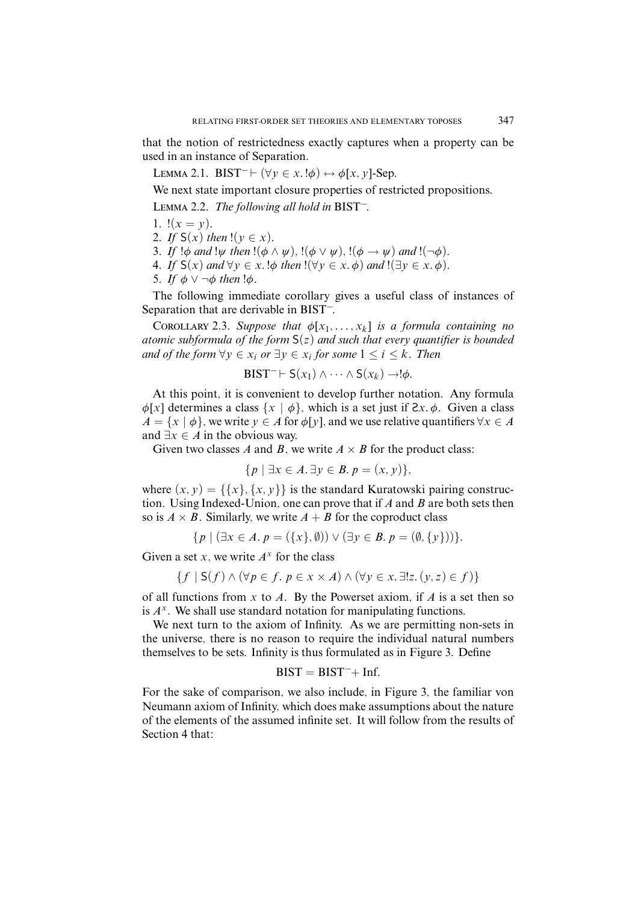that the notion of restrictedness exactly captures when a property can be used in an instance of Separation.

Lemma 2.1. $\mathrm{BIST}^- \vdash (\forall y \in x.\, !\phi) \leftrightarrow \phi[x, y]$-Sep.

We next state important closure properties of restricted propositions.

Lemma 2.2. *The following all hold in* $\mathrm{BIST}^-$.

1. $!(x = y)$.
2. *If* $\mathsf{S}(x)$ *then* $!(y \in x)$.
3. *If* $!\phi$ *and* $!\psi$ *then* $!(\phi \wedge \psi)$, $!(\phi \vee \psi)$, $!(\phi \rightarrow \psi)$ *and* $!(\neg\phi)$.
4. *If* $\mathsf{S}(x)$ *and* $\forall y \in x.\, !\phi$ *then* $!(\forall y \in x.\, \phi)$ *and* $!(\exists y \in x.\, \phi)$.
5. *If* $\phi \vee \neg\phi$ *then* $!\phi$.

The following immediate corollary gives a useful class of instances of Separation that are derivable in $\mathrm{BIST}^-$.

Corollary 2.3. *Suppose that* $\phi[x_1, \dots, x_k]$ *is a formula containing no atomic subformula of the form* $\mathsf{S}(z)$ *and such that every quantifier is bounded and of the form* $\forall y \in x_i$ *or* $\exists y \in x_i$ *for some* $1 \leq i \leq k$. *Then*

$$\mathrm{BIST}^- \vdash \mathsf{S}(x_1) \wedge \dots \wedge \mathsf{S}(x_k) \rightarrow !\phi.$$

At this point, it is convenient to develop further notation. Any formula $\phi[x]$ determines a class $\{x \mid \phi\}$, which is a set just if $\mathsf{C}x.\, \phi$. Given a class $A = \{x \mid \phi\}$, we write $y \in A$ for $\phi[y]$, and we use relative quantifiers $\forall x \in A$ and $\exists x \in A$ in the obvious way.

Given two classes $A$ and $B$, we write $A \times B$ for the product class:

$$\{p \mid \exists x \in A.\, \exists y \in B.\, p = (x, y)\},$$

where $(x, y) = \{\{x\}, \{x, y\}\}$ is the standard Kuratowski pairing construction. Using Indexed-Union, one can prove that if $A$ and $B$ are both sets then so is $A \times B$. Similarly, we write $A + B$ for the coproduct class

$$\{p \mid (\exists x \in A.\, p = (\{x\}, \emptyset)) \vee (\exists y \in B.\, p = (\emptyset, \{y\}))\}.$$

Given a set $x$, we write $A^x$ for the class

$$\{f \mid \mathsf{S}(f) \wedge (\forall p \in f.\, p \in x \times A) \wedge (\forall y \in x.\, \exists! z.\, (y, z) \in f)\}$$

of all functions from $x$ to $A$. By the Powerset axiom, if $A$ is a set then so is $A^x$. We shall use standard notation for manipulating functions.

We next turn to the axiom of Infinity. As we are permitting non-sets in the universe, there is no reason to require the individual natural numbers themselves to be sets. Infinity is thus formulated as in Figure 3. Define

$$\mathrm{BIST} = \mathrm{BIST}^- + \mathrm{Inf}.$$

For the sake of comparison, we also include, in Figure 3, the familiar von Neumann axiom of Infinity, which does make assumptions about the nature of the elements of the assumed infinite set. It will follow from the results of Section 4 that: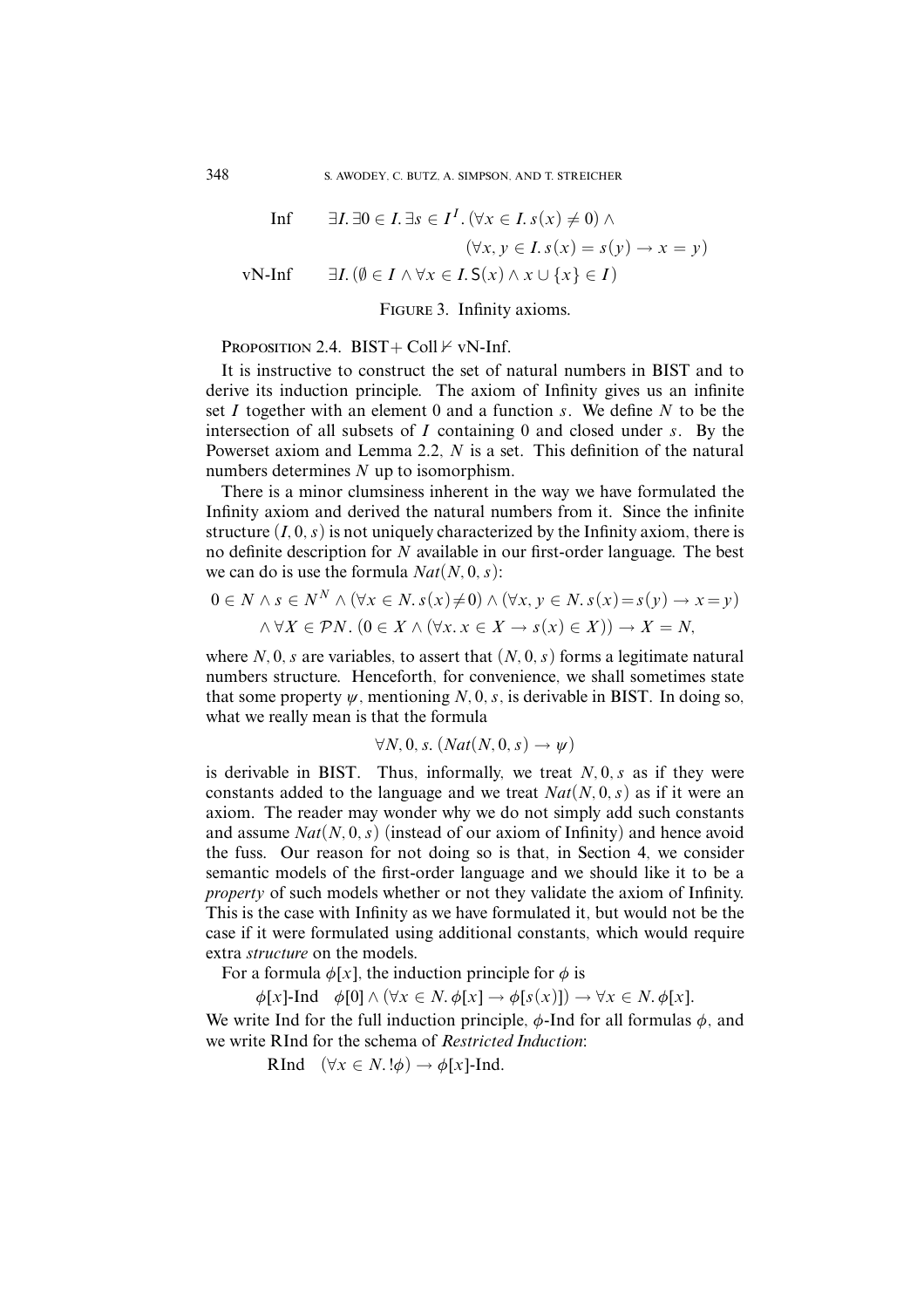$$
\begin{array}{ll}
\text{Inf} & \exists I.\, \exists 0 \in I.\, \exists s \in I^I.\, (\forall x \in I.\, s(x) \neq 0) \wedge \\
& \qquad (\forall x, y \in I.\, s(x) = s(y) \rightarrow x = y) \\
\text{vN-Inf} & \exists I.\, (\emptyset \in I \wedge \forall x \in I.\, \mathsf{S}(x) \wedge x \cup \{x\} \in I)
\end{array}
$$

FIGURE 3. Infinity axioms.

PROPOSITION 2.4. BIST+ Coll $\nvdash$ vN-Inf.

It is instructive to construct the set of natural numbers in BIST and to derive its induction principle. The axiom of Infinity gives us an infinite set $I$ together with an element 0 and a function $s$. We define $N$ to be the intersection of all subsets of $I$ containing 0 and closed under $s$. By the Powerset axiom and Lemma 2.2, $N$ is a set. This definition of the natural numbers determines $N$ up to isomorphism.

There is a minor clumsiness inherent in the way we have formulated the Infinity axiom and derived the natural numbers from it. Since the infinite structure $(I, 0, s)$ is not uniquely characterized by the Infinity axiom, there is no definite description for $N$ available in our first-order language. The best we can do is use the formula $Nat(N, 0, s)$:

$$
\begin{gathered}
0 \in N \wedge s \in N^N \wedge (\forall x \in N.\, s(x) \neq 0) \wedge (\forall x, y \in N.\, s(x) = s(y) \rightarrow x = y) \\
\wedge \forall X \in \mathcal{P}N.\, (0 \in X \wedge (\forall x.\, x \in X \rightarrow s(x) \in X)) \rightarrow X = N,
\end{gathered}
$$

where $N, 0, s$ are variables, to assert that $(N, 0, s)$ forms a legitimate natural numbers structure. Henceforth, for convenience, we shall sometimes state that some property $\psi$, mentioning $N, 0, s$, is derivable in BIST. In doing so, what we really mean is that the formula

$$
\forall N, 0, s.\, (Nat(N, 0, s) \rightarrow \psi)
$$

is derivable in BIST. Thus, informally, we treat $N, 0, s$ as if they were constants added to the language and we treat $Nat(N, 0, s)$ as if it were an axiom. The reader may wonder why we do not simply add such constants and assume $Nat(N, 0, s)$ (instead of our axiom of Infinity) and hence avoid the fuss. Our reason for not doing so is that, in Section 4, we consider semantic models of the first-order language and we should like it to be a *property* of such models whether or not they validate the axiom of Infinity. This is the case with Infinity as we have formulated it, but would not be the case if it were formulated using additional constants, which would require extra *structure* on the models.

For a formula $\phi[x]$, the induction principle for $\phi$ is

$$
\phi[x]\text{-Ind} \quad \phi[0] \wedge (\forall x \in N.\, \phi[x] \rightarrow \phi[s(x)]) \rightarrow \forall x \in N.\, \phi[x].
$$

We write Ind for the full induction principle, $\phi$-Ind for all formulas $\phi$, and we write RInd for the schema of *Restricted Induction*:

$$
\text{RInd} \quad (\forall x \in N.\, !\phi) \rightarrow \phi[x]\text{-Ind}.
$$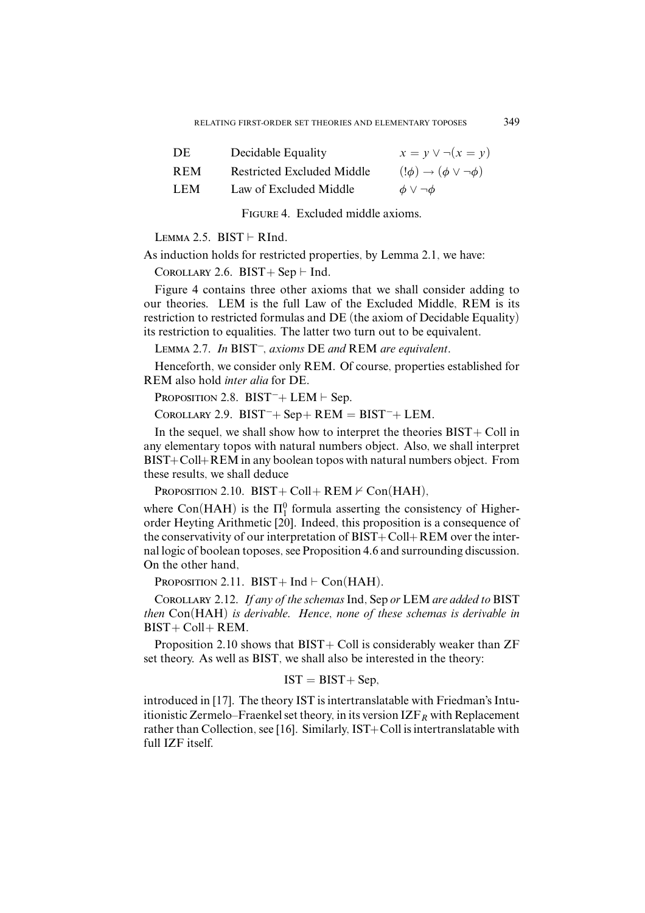| DE | Decidable Equality | $x = y \vee \neg(x = y)$ |
|---|---|---|
| REM | Restricted Excluded Middle | $(!\phi) \rightarrow (\phi \vee \neg\phi)$ |
| LEM | Law of Excluded Middle | $\phi \vee \neg\phi$ |

FIGURE 4. Excluded middle axioms.

LEMMA 2.5. BIST $\vdash$ RInd.

As induction holds for restricted properties, by Lemma 2.1, we have:

COROLLARY 2.6. BIST+ Sep $\vdash$ Ind.

Figure 4 contains three other axioms that we shall consider adding to our theories. LEM is the full Law of the Excluded Middle, REM is its restriction to restricted formulas and DE (the axiom of Decidable Equality) its restriction to equalities. The latter two turn out to be equivalent.

LEMMA 2.7. *In* $\text{BIST}^-$, *axioms* DE *and* REM *are equivalent*.

Henceforth, we consider only REM. Of course, properties established for REM also hold *inter alia* for DE.

PROPOSITION 2.8. $\text{BIST}^-$+ LEM $\vdash$ Sep.

COROLLARY 2.9. $\text{BIST}^-$+ Sep+ REM = $\text{BIST}^-$+ LEM.

In the sequel, we shall show how to interpret the theories BIST+ Coll in any elementary topos with natural numbers object. Also, we shall interpret BIST+Coll+REM in any boolean topos with natural numbers object. From these results, we shall deduce

PROPOSITION 2.10. BIST+ Coll+ REM $\nvdash$ Con(HAH),

where Con(HAH) is the $\Pi^0_1$ formula asserting the consistency of Higher-order Heyting Arithmetic [20]. Indeed, this proposition is a consequence of the conservativity of our interpretation of BIST+ Coll+ REM over the internal logic of boolean toposes, see Proposition 4.6 and surrounding discussion. On the other hand,

PROPOSITION 2.11. BIST+ Ind $\vdash$ Con(HAH).

COROLLARY 2.12. *If any of the schemas* Ind, Sep *or* LEM *are added to* BIST *then* Con(HAH) *is derivable. Hence, none of these schemas is derivable in* BIST+ Coll+ REM.

Proposition 2.10 shows that BIST+ Coll is considerably weaker than ZF set theory. As well as BIST, we shall also be interested in the theory:

$$\text{IST} = \text{BIST} + \text{Sep},$$

introduced in [17]. The theory IST is intertranslatable with Friedman's Intuitionistic Zermelo–Fraenkel set theory, in its version $\text{IZF}_R$ with Replacement rather than Collection, see [16]. Similarly, IST+Coll is intertranslatable with full IZF itself.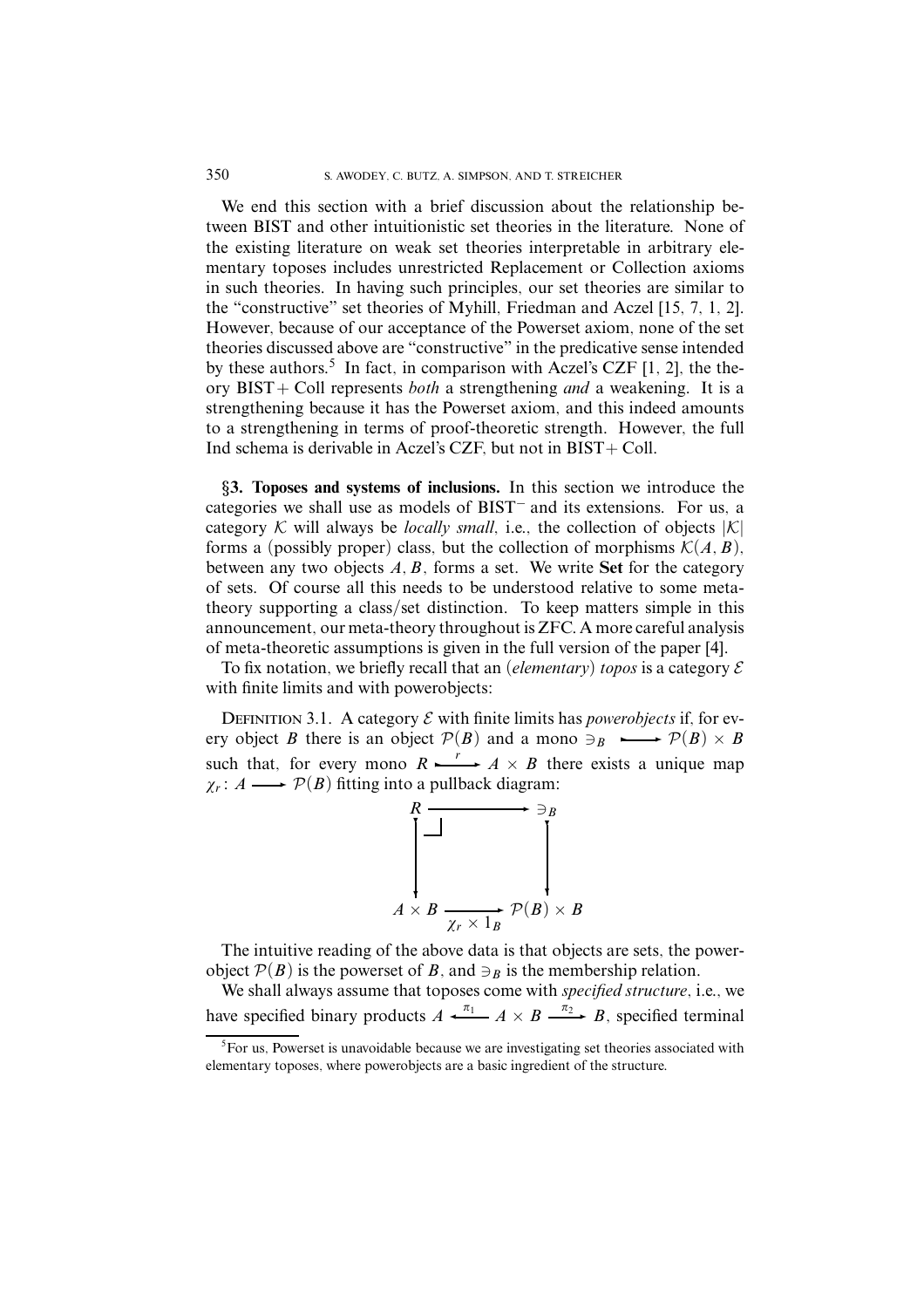We end this section with a brief discussion about the relationship between BIST and other intuitionistic set theories in the literature. None of the existing literature on weak set theories interpretable in arbitrary elementary toposes includes unrestricted Replacement or Collection axioms in such theories. In having such principles, our set theories are similar to the "constructive" set theories of Myhill, Friedman and Aczel [15, 7, 1, 2]. However, because of our acceptance of the Powerset axiom, none of the set theories discussed above are "constructive" in the predicative sense intended by these authors.[5] In fact, in comparison with Aczel's CZF [1, 2], the theory BIST + Coll represents *both* a strengthening *and* a weakening. It is a strengthening because it has the Powerset axiom, and this indeed amounts to a strengthening in terms of proof-theoretic strength. However, the full Ind schema is derivable in Aczel's CZF, but not in BIST + Coll.

## §3. Toposes and systems of inclusions.

In this section we introduce the categories we shall use as models of BIST$^-$ and its extensions. For us, a category $\mathcal{K}$ will always be *locally small*, i.e., the collection of objects $|\mathcal{K}|$ forms a (possibly proper) class, but the collection of morphisms $\mathcal{K}(A, B)$, between any two objects $A, B$, forms a set. We write **Set** for the category of sets. Of course all this needs to be understood relative to some metatheory supporting a class/set distinction. To keep matters simple in this announcement, our meta-theory throughout is ZFC. A more careful analysis of meta-theoretic assumptions is given in the full version of the paper [4].

To fix notation, we briefly recall that an (*elementary*) *topos* is a category $\mathcal{E}$ with finite limits and with powerobjects:

Definition 3.1. A category $\mathcal{E}$ with finite limits has *powerobjects* if, for every object $B$ there is an object $\mathcal{P}(B)$ and a mono $\ni_B \rightarrowtail \mathcal{P}(B) \times B$ such that, for every mono $R \overset{r}{\rightarrowtail} A \times B$ there exists a unique map $\chi_r \colon A \longrightarrow \mathcal{P}(B)$ fitting into a pullback diagram:

$$
\begin{array}{ccc}
R & \longrightarrow & \ni_B \\
\downarrow & \lrcorner & \downarrow \\
A \times B & \xrightarrow[\chi_r \times 1_B]{} & \mathcal{P}(B) \times B
\end{array}
$$

The intuitive reading of the above data is that objects are sets, the powerobject $\mathcal{P}(B)$ is the powerset of $B$, and $\ni_B$ is the membership relation.

We shall always assume that toposes come with *specified structure*, i.e., we have specified binary products $A \xleftarrow{\pi_1} A \times B \xrightarrow{\pi_2} B$, specified terminal

[5] For us, Powerset is unavoidable because we are investigating set theories associated with elementary toposes, where powerobjects are a basic ingredient of the structure.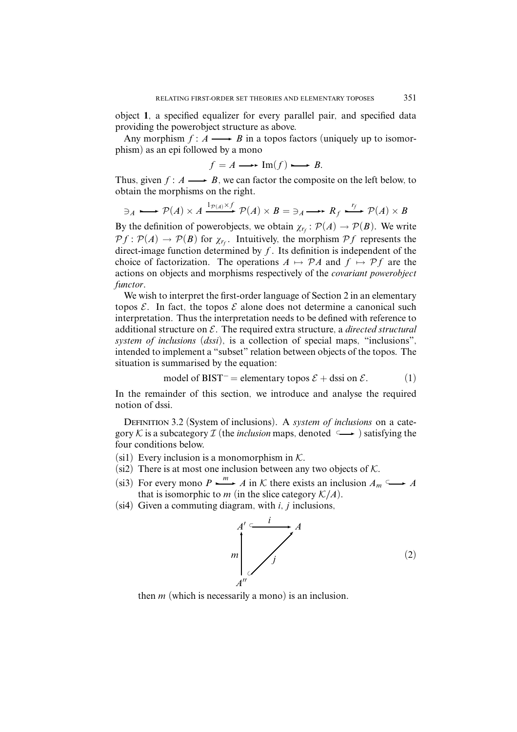object **1**, a specified equalizer for every parallel pair, and specified data providing the powerobject structure as above.

Any morphism $f : A \longrightarrow B$ in a topos factors (uniquely up to isomorphism) as an epi followed by a mono

$$f = A \twoheadrightarrow \mathrm{Im}(f) \rightarrowtail B.$$

Thus, given $f : A \longrightarrow B$, we can factor the composite on the left below, to obtain the morphisms on the right.

$$\ni_A \rightarrowtail \mathcal{P}(A) \times A \xrightarrow{1_{\mathcal{P}(A)} \times f} \mathcal{P}(A) \times B = \ni_A \twoheadrightarrow R_f \overset{r_f}{\rightarrowtail} \mathcal{P}(A) \times B$$

By the definition of powerobjects, we obtain $\chi_{r_f} : \mathcal{P}(A) \to \mathcal{P}(B)$. We write $\mathcal{P}f : \mathcal{P}(A) \to \mathcal{P}(B)$ for $\chi_{r_f}$. Intuitively, the morphism $\mathcal{P}f$ represents the direct-image function determined by $f$. Its definition is independent of the choice of factorization. The operations $A \mapsto \mathcal{P}A$ and $f \mapsto \mathcal{P}f$ are the actions on objects and morphisms respectively of the *covariant powerobject functor*.

We wish to interpret the first-order language of Section 2 in an elementary topos $\mathcal{E}$. In fact, the topos $\mathcal{E}$ alone does not determine a canonical such interpretation. Thus the interpretation needs to be defined with reference to additional structure on $\mathcal{E}$. The required extra structure, a *directed structural system of inclusions* (*dssi*), is a collection of special maps, "inclusions", intended to implement a "subset" relation between objects of the topos. The situation is summarised by the equation:

$$\text{model of BIST}^- = \text{elementary topos } \mathcal{E} + \text{dssi on } \mathcal{E}. \tag{1}$$

In the remainder of this section, we introduce and analyse the required notion of dssi.

Definition 3.2 (System of inclusions). A *system of inclusions* on a category $\mathcal{K}$ is a subcategory $\mathcal{I}$ (the *inclusion* maps, denoted $\hookrightarrow$) satisfying the four conditions below.

(si1) Every inclusion is a monomorphism in $\mathcal{K}$.

(si2) There is at most one inclusion between any two objects of $\mathcal{K}$.

(si3) For every mono $P \overset{m}{\rightarrowtail} A$ in $\mathcal{K}$ there exists an inclusion $A_m \hookrightarrow A$ that is isomorphic to $m$ (in the slice category $\mathcal{K}/A$).

(si4) Given a commuting diagram, with $i$, $j$ inclusions,

$$\begin{array}{ccc} A' & \overset{i}{\hookrightarrow} & A \\ {\scriptstyle m}\uparrow & \nearrow_{j} & \\ A'' & & \end{array} \tag{2}$$

then $m$ (which is necessarily a mono) is an inclusion.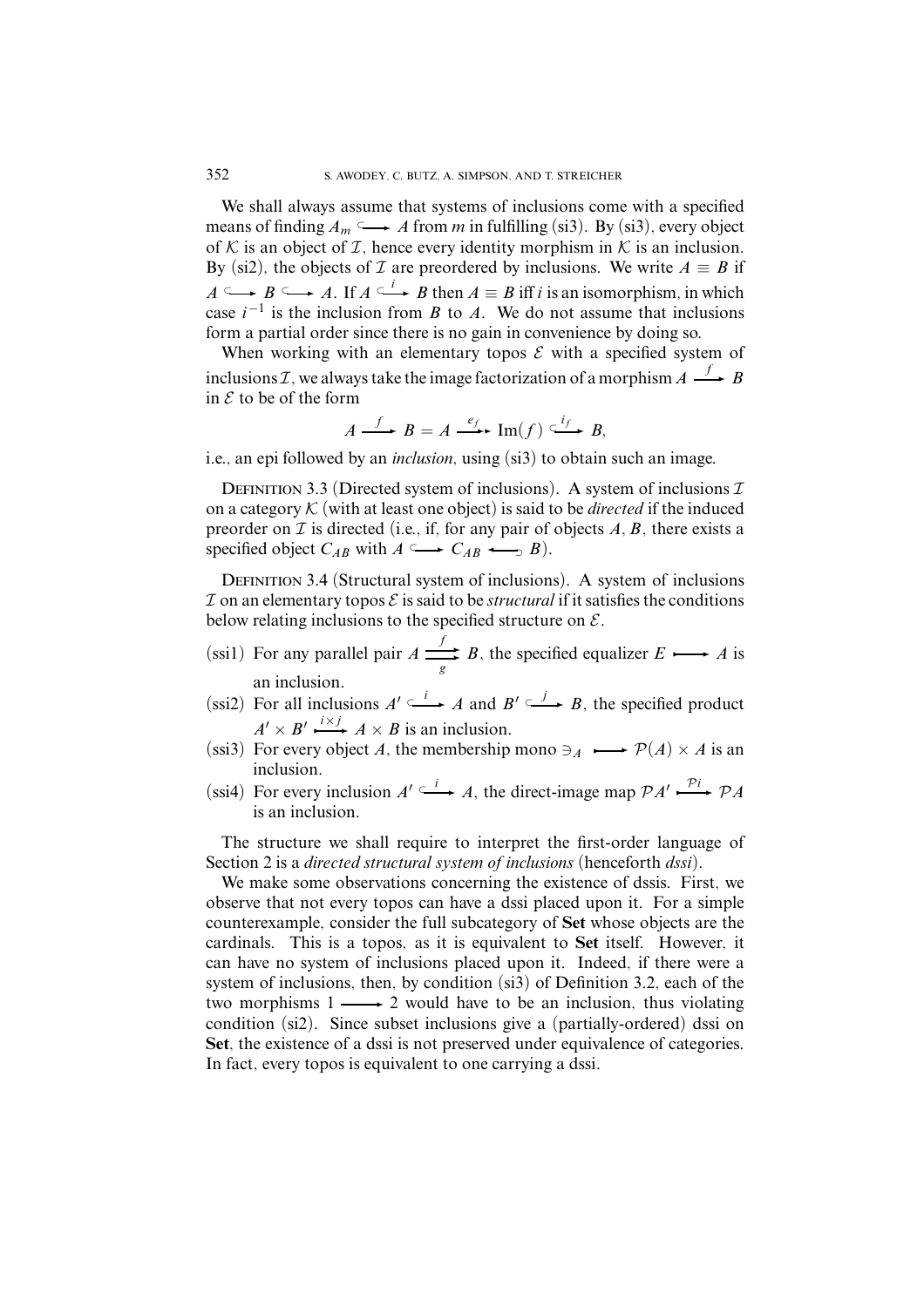We shall always assume that systems of inclusions come with a specified means of finding $A_m \hookrightarrow A$ from $m$ in fulfilling (si3). By (si3), every object of $\mathcal{K}$ is an object of $\mathcal{I}$, hence every identity morphism in $\mathcal{K}$ is an inclusion. By (si2), the objects of $\mathcal{I}$ are preordered by inclusions. We write $A \equiv B$ if $A \hookrightarrow B \hookrightarrow A$. If $A \overset{i}{\hookrightarrow} B$ then $A \equiv B$ iff $i$ is an isomorphism, in which case $i^{-1}$ is the inclusion from $B$ to $A$. We do not assume that inclusions form a partial order since there is no gain in convenience by doing so.

When working with an elementary topos $\mathcal{E}$ with a specified system of inclusions $\mathcal{I}$, we always take the image factorization of a morphism $A \xrightarrow{f} B$ in $\mathcal{E}$ to be of the form

$$A \xrightarrow{f} B = A \xrightarrow{e_f} \mathrm{Im}(f) \overset{i_f}{\hookrightarrow} B,$$

i.e., an epi followed by an *inclusion*, using (si3) to obtain such an image.

DEFINITION 3.3 (Directed system of inclusions). A system of inclusions $\mathcal{I}$ on a category $\mathcal{K}$ (with at least one object) is said to be *directed* if the induced preorder on $\mathcal{I}$ is directed (i.e., if, for any pair of objects $A, B$, there exists a specified object $C_{AB}$ with $A \hookrightarrow C_{AB} \hookleftarrow B$).

DEFINITION 3.4 (Structural system of inclusions). A system of inclusions $\mathcal{I}$ on an elementary topos $\mathcal{E}$ is said to be *structural* if it satisfies the conditions below relating inclusions to the specified structure on $\mathcal{E}$.

(ssi1) For any parallel pair $A \overset{f}{\underset{g}{\rightrightarrows}} B$, the specified equalizer $E \rightarrowtail A$ is an inclusion.

(ssi2) For all inclusions $A' \overset{i}{\hookrightarrow} A$ and $B' \overset{j}{\hookrightarrow} B$, the specified product $A' \times B' \overset{i \times j}{\rightarrowtail} A \times B$ is an inclusion.

(ssi3) For every object $A$, the membership mono $\ni_A \rightarrowtail \mathcal{P}(A) \times A$ is an inclusion.

(ssi4) For every inclusion $A' \overset{i}{\hookrightarrow} A$, the direct-image map $\mathcal{P}A' \overset{\mathcal{P}i}{\rightarrowtail} \mathcal{P}A$ is an inclusion.

The structure we shall require to interpret the first-order language of Section 2 is a *directed structural system of inclusions* (henceforth *dssi*).

We make some observations concerning the existence of dssis. First, we observe that not every topos can have a dssi placed upon it. For a simple counterexample, consider the full subcategory of **Set** whose objects are the cardinals. This is a topos, as it is equivalent to **Set** itself. However, it can have no system of inclusions placed upon it. Indeed, if there were a system of inclusions, then, by condition (si3) of Definition 3.2, each of the two morphisms $1 \longrightarrow 2$ would have to be an inclusion, thus violating condition (si2). Since subset inclusions give a (partially-ordered) dssi on **Set**, the existence of a dssi is not preserved under equivalence of categories. In fact, every topos is equivalent to one carrying a dssi.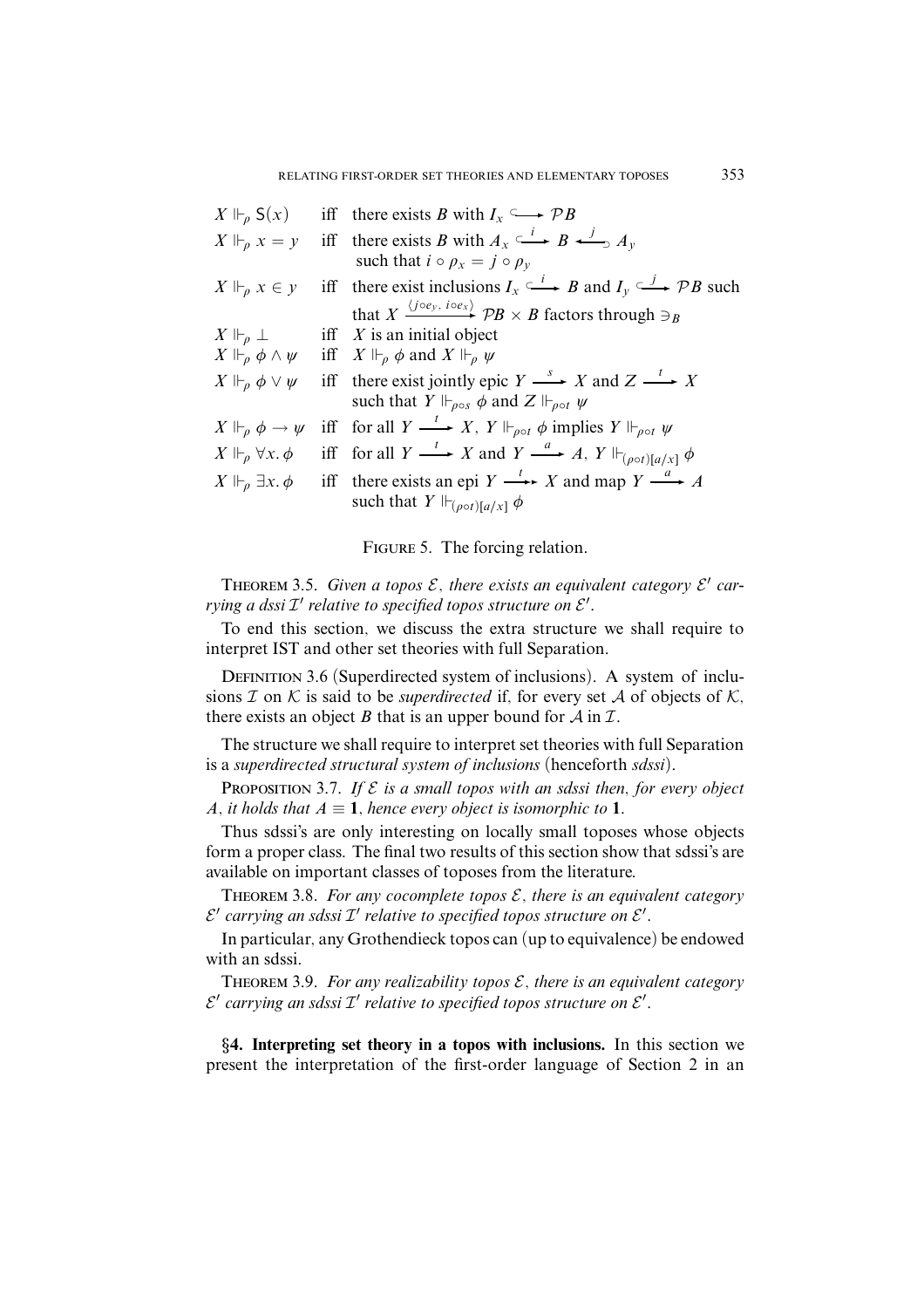| | | |
|---|---|---|
| $X \Vdash_\rho \mathsf{S}(x)$ | iff | there exists $B$ with $I_x \hookrightarrow \mathcal{P}B$ |
| $X \Vdash_\rho x = y$ | iff | there exists $B$ with $A_x \xhookrightarrow{i} B \xhookleftarrow{j} A_y$ such that $i \circ \rho_x = j \circ \rho_y$ |
| $X \Vdash_\rho x \in y$ | iff | there exist inclusions $I_x \xhookrightarrow{i} B$ and $I_y \xhookrightarrow{j} \mathcal{P}B$ such that $X \xrightarrow{\langle j \circ e_y,\, i \circ e_x \rangle} \mathcal{P}B \times B$ factors through $\ni_B$ |
| $X \Vdash_\rho \bot$ | iff | $X$ is an initial object |
| $X \Vdash_\rho \phi \wedge \psi$ | iff | $X \Vdash_\rho \phi$ and $X \Vdash_\rho \psi$ |
| $X \Vdash_\rho \phi \vee \psi$ | iff | there exist jointly epic $Y \xrightarrow{s} X$ and $Z \xrightarrow{t} X$ such that $Y \Vdash_{\rho \circ s} \phi$ and $Z \Vdash_{\rho \circ t} \psi$ |
| $X \Vdash_\rho \phi \rightarrow \psi$ | iff | for all $Y \xrightarrow{t} X$, $Y \Vdash_{\rho \circ t} \phi$ implies $Y \Vdash_{\rho \circ t} \psi$ |
| $X \Vdash_\rho \forall x.\, \phi$ | iff | for all $Y \xrightarrow{t} X$ and $Y \xrightarrow{a} A$, $Y \Vdash_{(\rho \circ t)[a/x]} \phi$ |
| $X \Vdash_\rho \exists x.\, \phi$ | iff | there exists an epi $Y \twoheadrightarrow^{t} X$ and map $Y \xrightarrow{a} A$ such that $Y \Vdash_{(\rho \circ t)[a/x]} \phi$ |

FIGURE 5. The forcing relation.

THEOREM 3.5. *Given a topos $\mathcal{E}$, there exists an equivalent category $\mathcal{E}'$ carrying a dssi $\mathcal{I}'$ relative to specified topos structure on $\mathcal{E}'$.*

To end this section, we discuss the extra structure we shall require to interpret IST and other set theories with full Separation.

DEFINITION 3.6 (Superdirected system of inclusions). A system of inclusions $\mathcal{I}$ on $\mathcal{K}$ is said to be *superdirected* if, for every set $\mathcal{A}$ of objects of $\mathcal{K}$, there exists an object $B$ that is an upper bound for $\mathcal{A}$ in $\mathcal{I}$.

The structure we shall require to interpret set theories with full Separation is a *superdirected structural system of inclusions* (henceforth *sdssi*).

PROPOSITION 3.7. *If $\mathcal{E}$ is a small topos with an sdssi then, for every object $A$, it holds that $A \equiv \mathbf{1}$, hence every object is isomorphic to $\mathbf{1}$.*

Thus sdssi's are only interesting on locally small toposes whose objects form a proper class. The final two results of this section show that sdssi's are available on important classes of toposes from the literature.

THEOREM 3.8. *For any cocomplete topos $\mathcal{E}$, there is an equivalent category $\mathcal{E}'$ carrying an sdssi $\mathcal{I}'$ relative to specified topos structure on $\mathcal{E}'$.*

In particular, any Grothendieck topos can (up to equivalence) be endowed with an sdssi.

THEOREM 3.9. *For any realizability topos $\mathcal{E}$, there is an equivalent category $\mathcal{E}'$ carrying an sdssi $\mathcal{I}'$ relative to specified topos structure on $\mathcal{E}'$.*

**§4. Interpreting set theory in a topos with inclusions.** In this section we present the interpretation of the first-order language of Section 2 in an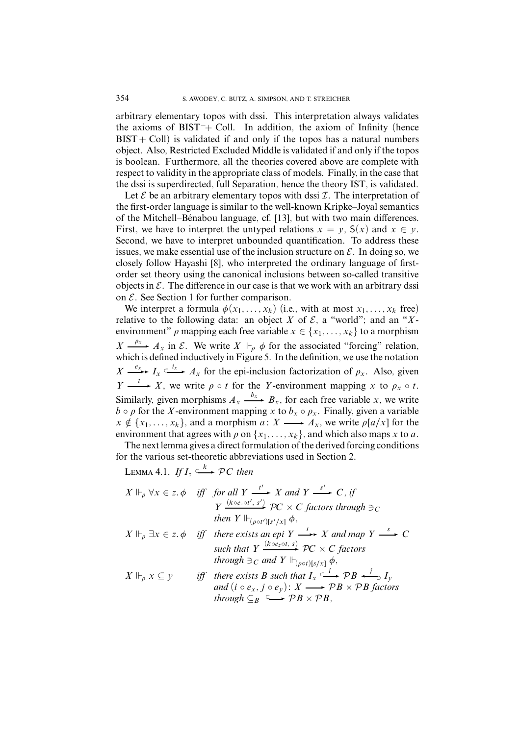arbitrary elementary topos with dssi. This interpretation always validates the axioms of $\mathrm{BIST}^- + \mathrm{Coll}$. In addition, the axiom of Infinity (hence $\mathrm{BIST} + \mathrm{Coll}$) is validated if and only if the topos has a natural numbers object. Also, Restricted Excluded Middle is validated if and only if the topos is boolean. Furthermore, all the theories covered above are complete with respect to validity in the appropriate class of models. Finally, in the case that the dssi is superdirected, full Separation, hence the theory IST, is validated.

Let $\mathcal{E}$ be an arbitrary elementary topos with dssi $\mathcal{I}$. The interpretation of the first-order language is similar to the well-known Kripke–Joyal semantics of the Mitchell–Bénabou language, cf. [13], but with two main differences. First, we have to interpret the untyped relations $x = y$, $\mathsf{S}(x)$ and $x \in y$. Second, we have to interpret unbounded quantification. To address these issues, we make essential use of the inclusion structure on $\mathcal{E}$. In doing so, we closely follow Hayashi [8], who interpreted the ordinary language of first-order set theory using the canonical inclusions between so-called transitive objects in $\mathcal{E}$. The difference in our case is that we work with an arbitrary dssi on $\mathcal{E}$. See Section 1 for further comparison.

We interpret a formula $\phi(x_1, \dots, x_k)$ (i.e., with at most $x_1, \dots, x_k$ free) relative to the following data: an object $X$ of $\mathcal{E}$, a "world"; and an "$X$-environment" $\rho$ mapping each free variable $x \in \{x_1, \dots, x_k\}$ to a morphism $X \xrightarrow{\rho_x} A_x$ in $\mathcal{E}$. We write $X \Vdash_\rho \phi$ for the associated "forcing" relation, which is defined inductively in Figure 5. In the definition, we use the notation $X \xrightarrow{e_x} I_x \xhookrightarrow{i_x} A_x$ for the epi-inclusion factorization of $\rho_x$. Also, given $Y \xrightarrow{t} X$, we write $\rho \circ t$ for the $Y$-environment mapping $x$ to $\rho_x \circ t$. Similarly, given morphisms $A_x \xrightarrow{b_x} B_x$, for each free variable $x$, we write $b \circ \rho$ for the $X$-environment mapping $x$ to $b_x \circ \rho_x$. Finally, given a variable $x \notin \{x_1, \dots, x_k\}$, and a morphism $a \colon X \longrightarrow A_x$, we write $\rho[a/x]$ for the environment that agrees with $\rho$ on $\{x_1, \dots, x_k\}$, and which also maps $x$ to $a$.

The next lemma gives a direct formulation of the derived forcing conditions for the various set-theoretic abbreviations used in Section 2.

LEMMA 4.1. *If* $I_z \xhookrightarrow{k} \mathcal{P}C$ *then*

$X \Vdash_\rho \forall x \in z.\, \phi$ *iff for all* $Y \xrightarrow{t'} X$ *and* $Y \xrightarrow{s'} C$, *if* $Y \xrightarrow{(k \circ e_z \circ t',\, s')} \mathcal{P}C \times C$ *factors through* $\ni_C$ *then* $Y \Vdash_{(\rho \circ t')[s'/x]} \phi$,

$X \Vdash_\rho \exists x \in z.\, \phi$ *iff there exists an epi* $Y \xrightarrow{t} X$ *and map* $Y \xrightarrow{s} C$ *such that* $Y \xrightarrow{(k \circ e_z \circ t,\, s)} \mathcal{P}C \times C$ *factors through* $\ni_C$ *and* $Y \Vdash_{(\rho \circ t)[s/x]} \phi$,

$X \Vdash_\rho x \subseteq y$ *iff there exists* $B$ *such that* $I_x \xhookrightarrow{i} \mathcal{P}B \xhookleftarrow{j} I_y$ *and* $(i \circ e_x, j \circ e_y) \colon X \longrightarrow \mathcal{P}B \times \mathcal{P}B$ *factors through* $\subseteq_B \hookrightarrow \mathcal{P}B \times \mathcal{P}B$,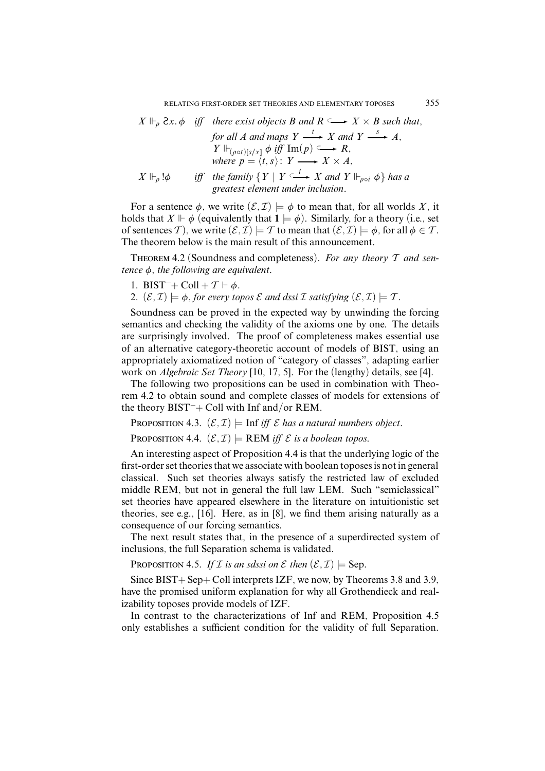$$
\begin{array}{lll}
X \Vdash_\rho \mathsf{S}x.\,\phi & \textit{iff} & \textit{there exist objects } B \textit{ and } R \hookrightarrow X \times B \textit{ such that,} \\
& & \textit{for all } A \textit{ and maps } Y \xrightarrow{t} X \textit{ and } Y \xrightarrow{s} A, \\
& & Y \Vdash_{(\rho\circ t)[s/x]} \phi \textit{ iff } \mathrm{Im}(p) \hookrightarrow R, \\
& & \textit{where } p = \langle t, s \rangle \colon Y \longrightarrow X \times A, \\
X \Vdash_\rho !\phi & \textit{iff} & \textit{the family } \{ Y \mid Y \overset{i}{\hookrightarrow} X \textit{ and } Y \Vdash_{\rho\circ i} \phi \} \textit{ has a} \\
& & \textit{greatest element under inclusion.}
\end{array}
$$

For a sentence $\phi$, we write $(\mathcal{E}, \mathcal{I}) \models \phi$ to mean that, for all worlds $X$, it holds that $X \Vdash \phi$ (equivalently that $\mathbf{1} \models \phi$). Similarly, for a theory (i.e., set of sentences $\mathcal{T}$), we write $(\mathcal{E}, \mathcal{I}) \models \mathcal{T}$ to mean that $(\mathcal{E}, \mathcal{I}) \models \phi$, for all $\phi \in \mathcal{T}$. The theorem below is the main result of this announcement.

Theorem 4.2 (Soundness and completeness). *For any theory $\mathcal{T}$ and sentence $\phi$, the following are equivalent.*

1. $\mathrm{BIST}^- + \mathrm{Coll} + \mathcal{T} \vdash \phi$.
2. $(\mathcal{E}, \mathcal{I}) \models \phi$, *for every topos $\mathcal{E}$ and dssi $\mathcal{I}$ satisfying $(\mathcal{E}, \mathcal{I}) \models \mathcal{T}$.*

Soundness can be proved in the expected way by unwinding the forcing semantics and checking the validity of the axioms one by one. The details are surprisingly involved. The proof of completeness makes essential use of an alternative category-theoretic account of models of BIST, using an appropriately axiomatized notion of "category of classes", adapting earlier work on *Algebraic Set Theory* [10, 17, 5]. For the (lengthy) details, see [4].

The following two propositions can be used in combination with Theorem 4.2 to obtain sound and complete classes of models for extensions of the theory $\mathrm{BIST}^- +$ Coll with Inf and/or REM.

Proposition 4.3. $(\mathcal{E}, \mathcal{I}) \models \mathrm{Inf}$ *iff $\mathcal{E}$ has a natural numbers object.*

Proposition 4.4. $(\mathcal{E}, \mathcal{I}) \models \mathrm{REM}$ *iff $\mathcal{E}$ is a boolean topos.*

An interesting aspect of Proposition 4.4 is that the underlying logic of the first-order set theories that we associate with boolean toposes is not in general classical. Such set theories always satisfy the restricted law of excluded middle REM, but not in general the full law LEM. Such "semiclassical" set theories have appeared elsewhere in the literature on intuitionistic set theories, see e.g., [16]. Here, as in [8], we find them arising naturally as a consequence of our forcing semantics.

The next result states that, in the presence of a superdirected system of inclusions, the full Separation schema is validated.

Proposition 4.5. *If $\mathcal{I}$ is an sdssi on $\mathcal{E}$ then $(\mathcal{E}, \mathcal{I}) \models \mathrm{Sep}$.*

Since BIST+ Sep+ Coll interprets IZF, we now, by Theorems 3.8 and 3.9, have the promised uniform explanation for why all Grothendieck and realizability toposes provide models of IZF.

In contrast to the characterizations of Inf and REM, Proposition 4.5 only establishes a sufficient condition for the validity of full Separation.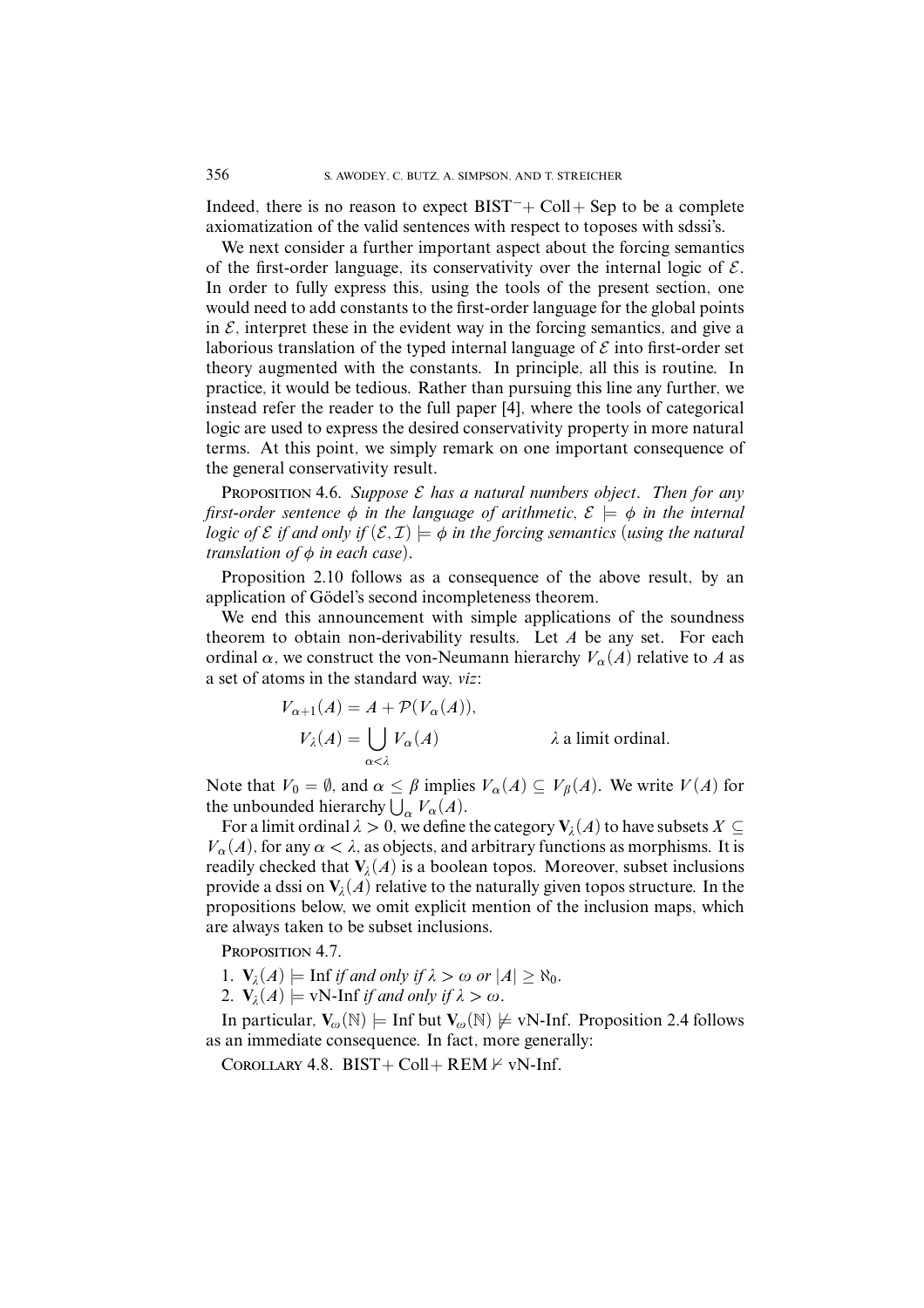Indeed, there is no reason to expect $\text{BIST}^- + \text{Coll} + \text{Sep}$ to be a complete axiomatization of the valid sentences with respect to toposes with sdssi's.

We next consider a further important aspect about the forcing semantics of the first-order language, its conservativity over the internal logic of $\mathcal{E}$. In order to fully express this, using the tools of the present section, one would need to add constants to the first-order language for the global points in $\mathcal{E}$, interpret these in the evident way in the forcing semantics, and give a laborious translation of the typed internal language of $\mathcal{E}$ into first-order set theory augmented with the constants. In principle, all this is routine. In practice, it would be tedious. Rather than pursuing this line any further, we instead refer the reader to the full paper [4], where the tools of categorical logic are used to express the desired conservativity property in more natural terms. At this point, we simply remark on one important consequence of the general conservativity result.

PROPOSITION 4.6. *Suppose $\mathcal{E}$ has a natural numbers object. Then for any first-order sentence $\phi$ in the language of arithmetic, $\mathcal{E} \models \phi$ in the internal logic of $\mathcal{E}$ if and only if $(\mathcal{E}, \mathcal{I}) \models \phi$ in the forcing semantics (using the natural translation of $\phi$ in each case).*

Proposition 2.10 follows as a consequence of the above result, by an application of Gödel's second incompleteness theorem.

We end this announcement with simple applications of the soundness theorem to obtain non-derivability results. Let $A$ be any set. For each ordinal $\alpha$, we construct the von-Neumann hierarchy $V_\alpha(A)$ relative to $A$ as a set of atoms in the standard way, *viz*:

$$V_{\alpha+1}(A) = A + \mathcal{P}(V_\alpha(A)),$$

$$V_\lambda(A) = \bigcup_{\alpha<\lambda} V_\alpha(A) \qquad \lambda \text{ a limit ordinal.}$$

Note that $V_0 = \emptyset$, and $\alpha \leq \beta$ implies $V_\alpha(A) \subseteq V_\beta(A)$. We write $V(A)$ for the unbounded hierarchy $\bigcup_\alpha V_\alpha(A)$.

For a limit ordinal $\lambda > 0$, we define the category $\mathbf{V}_\lambda(A)$ to have subsets $X \subseteq V_\alpha(A)$, for any $\alpha < \lambda$, as objects, and arbitrary functions as morphisms. It is readily checked that $\mathbf{V}_\lambda(A)$ is a boolean topos. Moreover, subset inclusions provide a dssi on $\mathbf{V}_\lambda(A)$ relative to the naturally given topos structure. In the propositions below, we omit explicit mention of the inclusion maps, which are always taken to be subset inclusions.

PROPOSITION 4.7.

1. $\mathbf{V}_\lambda(A) \models \text{Inf}$ *if and only if* $\lambda > \omega$ *or* $|A| \geq \aleph_0$.
2. $\mathbf{V}_\lambda(A) \models \text{vN-Inf}$ *if and only if* $\lambda > \omega$.

In particular, $\mathbf{V}_\omega(\mathbb{N}) \models \text{Inf}$ but $\mathbf{V}_\omega(\mathbb{N}) \not\models \text{vN-Inf}$. Proposition 2.4 follows as an immediate consequence. In fact, more generally:

COROLLARY 4.8. $\text{BIST} + \text{Coll} + \text{REM} \nvdash \text{vN-Inf}$.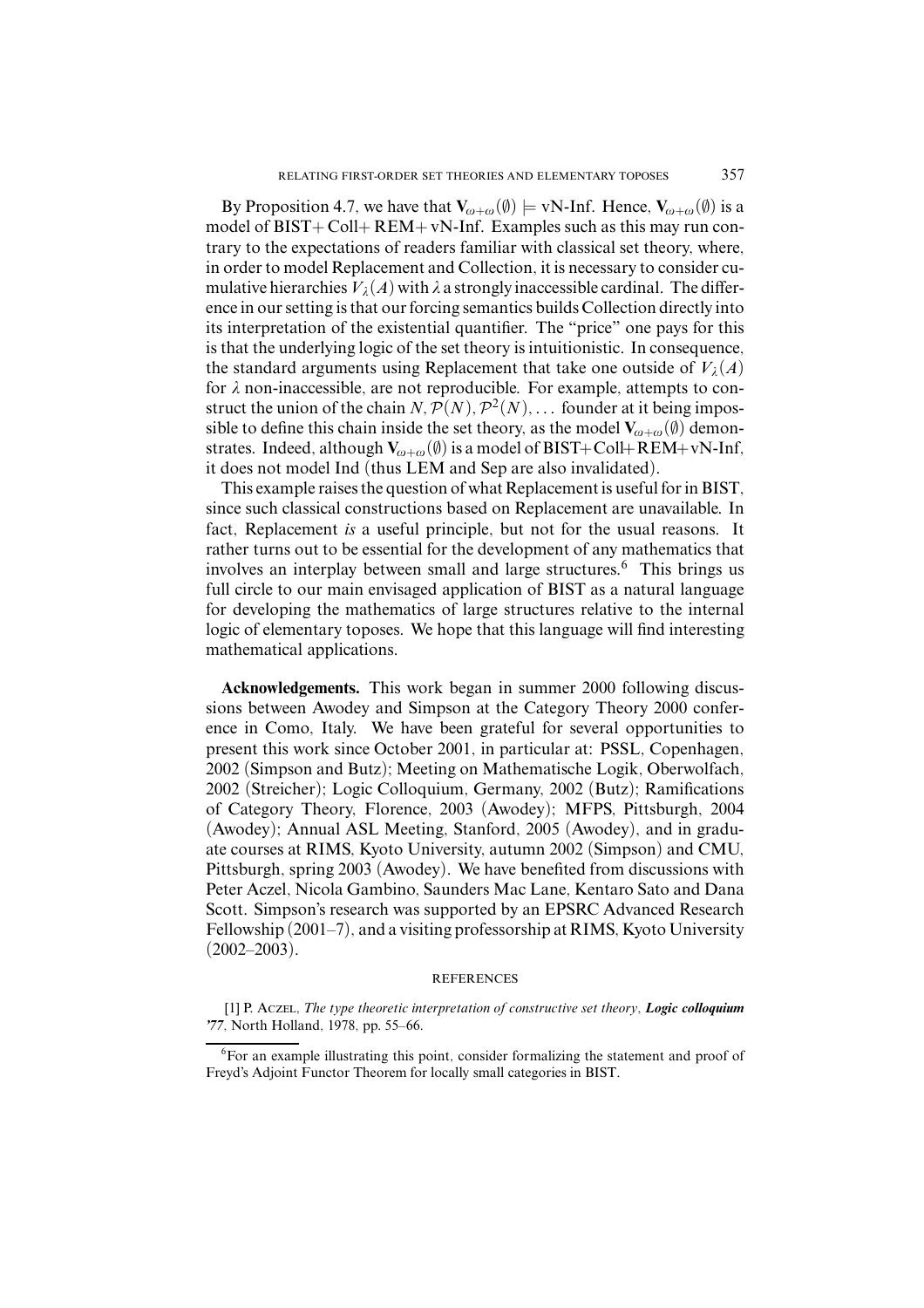By Proposition 4.7, we have that $\mathbf{V}_{\omega+\omega}(\emptyset) \models$ vN-Inf. Hence, $\mathbf{V}_{\omega+\omega}(\emptyset)$ is a model of BIST+ Coll+ REM+ vN-Inf. Examples such as this may run contrary to the expectations of readers familiar with classical set theory, where, in order to model Replacement and Collection, it is necessary to consider cumulative hierarchies $V_\lambda(A)$ with $\lambda$ a strongly inaccessible cardinal. The difference in our setting is that our forcing semantics builds Collection directly into its interpretation of the existential quantifier. The "price" one pays for this is that the underlying logic of the set theory is intuitionistic. In consequence, the standard arguments using Replacement that take one outside of $V_\lambda(A)$ for $\lambda$ non-inaccessible, are not reproducible. For example, attempts to construct the union of the chain $N, \mathcal{P}(N), \mathcal{P}^2(N), \ldots$ founder at it being impossible to define this chain inside the set theory, as the model $\mathbf{V}_{\omega+\omega}(\emptyset)$ demonstrates. Indeed, although $\mathbf{V}_{\omega+\omega}(\emptyset)$ is a model of BIST+Coll+REM+vN-Inf, it does not model Ind (thus LEM and Sep are also invalidated).

This example raises the question of what Replacement is useful for in BIST, since such classical constructions based on Replacement are unavailable. In fact, Replacement *is* a useful principle, but not for the usual reasons. It rather turns out to be essential for the development of any mathematics that involves an interplay between small and large structures.[6] This brings us full circle to our main envisaged application of BIST as a natural language for developing the mathematics of large structures relative to the internal logic of elementary toposes. We hope that this language will find interesting mathematical applications.

**Acknowledgements.** This work began in summer 2000 following discussions between Awodey and Simpson at the Category Theory 2000 conference in Como, Italy. We have been grateful for several opportunities to present this work since October 2001, in particular at: PSSL, Copenhagen, 2002 (Simpson and Butz); Meeting on Mathematische Logik, Oberwolfach, 2002 (Streicher); Logic Colloquium, Germany, 2002 (Butz); Ramifications of Category Theory, Florence, 2003 (Awodey); MFPS, Pittsburgh, 2004 (Awodey); Annual ASL Meeting, Stanford, 2005 (Awodey), and in graduate courses at RIMS, Kyoto University, autumn 2002 (Simpson) and CMU, Pittsburgh, spring 2003 (Awodey). We have benefited from discussions with Peter Aczel, Nicola Gambino, Saunders Mac Lane, Kentaro Sato and Dana Scott. Simpson's research was supported by an EPSRC Advanced Research Fellowship (2001–7), and a visiting professorship at RIMS, Kyoto University (2002–2003).

## REFERENCES

[1] P. Aczel, *The type theoretic interpretation of constructive set theory*, ***Logic colloquium '77***, North Holland, 1978, pp. 55–66.

[6] For an example illustrating this point, consider formalizing the statement and proof of Freyd's Adjoint Functor Theorem for locally small categories in BIST.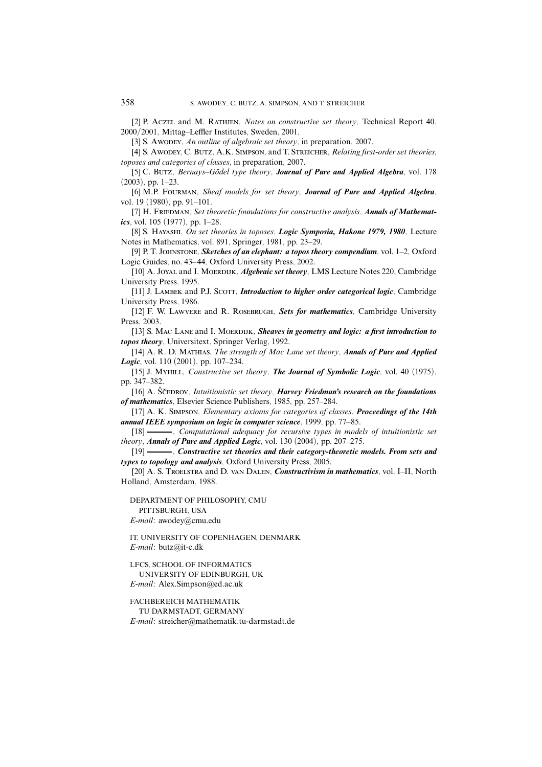[2] P. Aczel and M. Rathjen, *Notes on constructive set theory*, Technical Report 40, 2000/2001, Mittag–Leffler Institutes, Sweden, 2001.

[3] S. Awodey, *An outline of algebraic set theory*, in preparation, 2007.

[4] S. Awodey, C. Butz, A.K. Simpson, and T. Streicher, *Relating first-order set theories, toposes and categories of classes*, in preparation, 2007.

[5] C. Butz, *Bernays–Gödel type theory*, ***Journal of Pure and Applied Algebra***, vol. 178 (2003), pp. 1–23.

[6] M.P. Fourman, *Sheaf models for set theory*, ***Journal of Pure and Applied Algebra***, vol. 19 (1980), pp. 91–101.

[7] H. Friedman, *Set theoretic foundations for constructive analysis*, ***Annals of Mathematics***, vol. 105 (1977), pp. 1–28.

[8] S. Hayashi, *On set theories in toposes*, ***Logic Symposia, Hakone 1979, 1980***, Lecture Notes in Mathematics, vol. 891, Springer, 1981, pp. 23–29.

[9] P. T. Johnstone, ***Sketches of an elephant: a topos theory compendium***, vol. 1–2, Oxford Logic Guides, no. 43–44, Oxford University Press, 2002.

[10] A. Joyal and I. Moerdijk, ***Algebraic set theory***, LMS Lecture Notes 220, Cambridge University Press, 1995.

[11] J. Lambek and P.J. Scott, ***Introduction to higher order categorical logic***, Cambridge University Press, 1986.

[12] F. W. Lawvere and R. Rosebrugh, ***Sets for mathematics***, Cambridge University Press, 2003.

[13] S. Mac Lane and I. Moerdijk, ***Sheaves in geometry and logic: a first introduction to topos theory***, Universitext, Springer Verlag, 1992.

[14] A. R. D. Mathias, *The strength of Mac Lane set theory*, ***Annals of Pure and Applied Logic***, vol. 110 (2001), pp. 107–234.

[15] J. Myhill, *Constructive set theory*, ***The Journal of Symbolic Logic***, vol. 40 (1975), pp. 347–382.

[16] A. Ščedrov, *Intuitionistic set theory*, ***Harvey Friedman's research on the foundations of mathematics***, Elsevier Science Publishers, 1985, pp. 257–284.

[17] A. K. Simpson, *Elementary axioms for categories of classes*, ***Proceedings of the 14th annual IEEE symposium on logic in computer science***, 1999, pp. 77–85.

[18] ———, *Computational adequacy for recursive types in models of intuitionistic set theory*, ***Annals of Pure and Applied Logic***, vol. 130 (2004), pp. 207–275.

[19] ———, ***Constructive set theories and their category-theoretic models. From sets and types to topology and analysis***, Oxford University Press, 2005.

[20] A. S. Troelstra and D. van Dalen, ***Constructivism in mathematics***, vol. I–II, North Holland, Amsterdam, 1988.

DEPARTMENT OF PHILOSOPHY, CMU
PITTSBURGH, USA
*E-mail*: awodey@cmu.edu

IT, UNIVERSITY OF COPENHAGEN, DENMARK
*E-mail*: butz@it-c.dk

LFCS, SCHOOL OF INFORMATICS
UNIVERSITY OF EDINBURGH, UK
*E-mail*: Alex.Simpson@ed.ac.uk

FACHBEREICH MATHEMATIK
TU DARMSTADT, GERMANY
*E-mail*: streicher@mathematik.tu-darmstadt.de